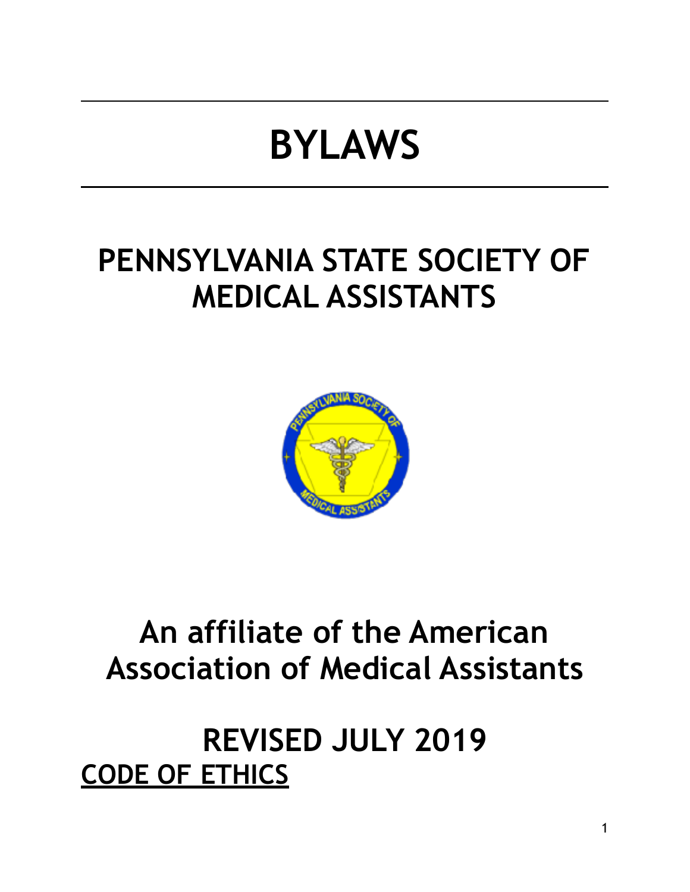# BYLAWS

## PENNSYLVANIA STATE SOCIETY OF MEDICAL ASSISTANTS

## An affiliate of the American Association of Medical Assistants

## REVISED JULY 2019

**CODE OF ETHICS**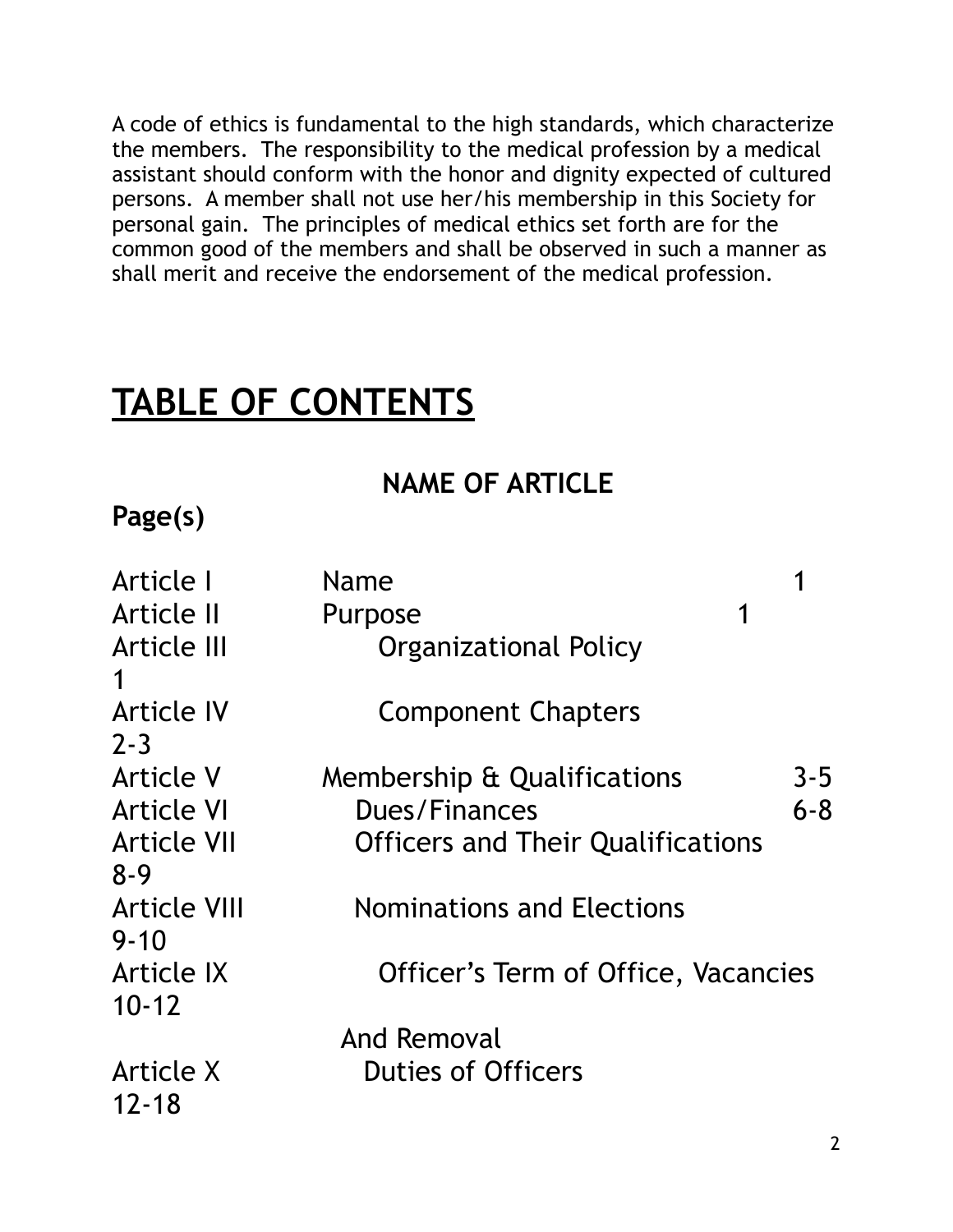A code of ethics is fundamental to the high standards, which characterize the members. The responsibility to the medical profession by a medical assistant should conform with the honor and dignity expected of cultured persons. A member shall not use her/his membership in this Society for personal gain. The principles of medical ethics set forth are for the common good of the members and shall be observed in such a manner as shall merit and receive the endorsement of the medical profession.

# TABLE OF CONTENTS

| | NAME OF ARTICLE | Page(s) |
|---|---|---|
| Article I | Name | 1 |
| Article II | Purpose | 1 |
| Article III | Organizational Policy | 1 |
| Article IV | Component Chapters | 2-3 |
| Article V | Membership & Qualifications | 3-5 |
| Article VI | Dues/Finances | 6-8 |
| Article VII | Officers and Their Qualifications | 8-9 |
| Article VIII | Nominations and Elections | 9-10 |
| Article IX | Officer's Term of Office, Vacancies And Removal | 10-12 |
| Article X | Duties of Officers | 12-18 |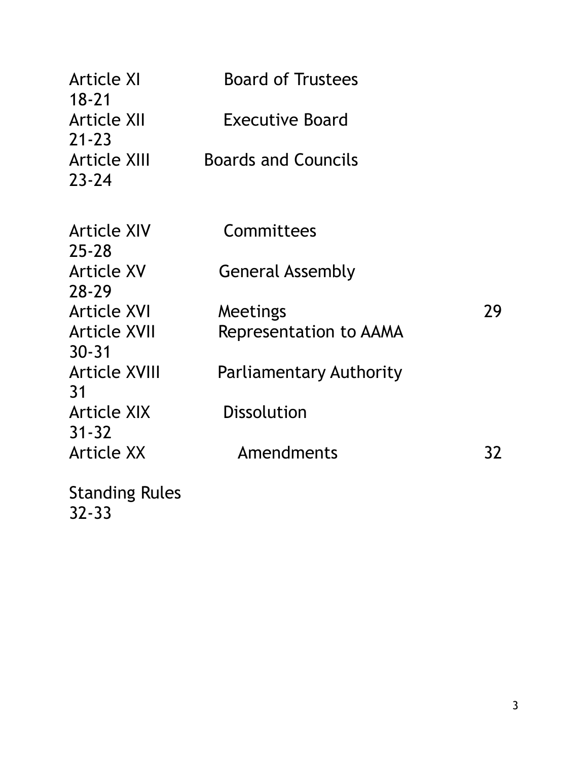| | | |
|---|---|---|
| Article XI | Board of Trustees | 18-21 |
| Article XII | Executive Board | 21-23 |
| Article XIII | Boards and Councils | 23-24 |
| Article XIV | Committees | 25-28 |
| Article XV | General Assembly | 28-29 |
| Article XVI | Meetings | 29 |
| Article XVII | Representation to AAMA | 30-31 |
| Article XVIII | Parliamentary Authority | 31 |
| Article XIX | Dissolution | 31-32 |
| Article XX | Amendments | 32 |
| Standing Rules | | 32-33 |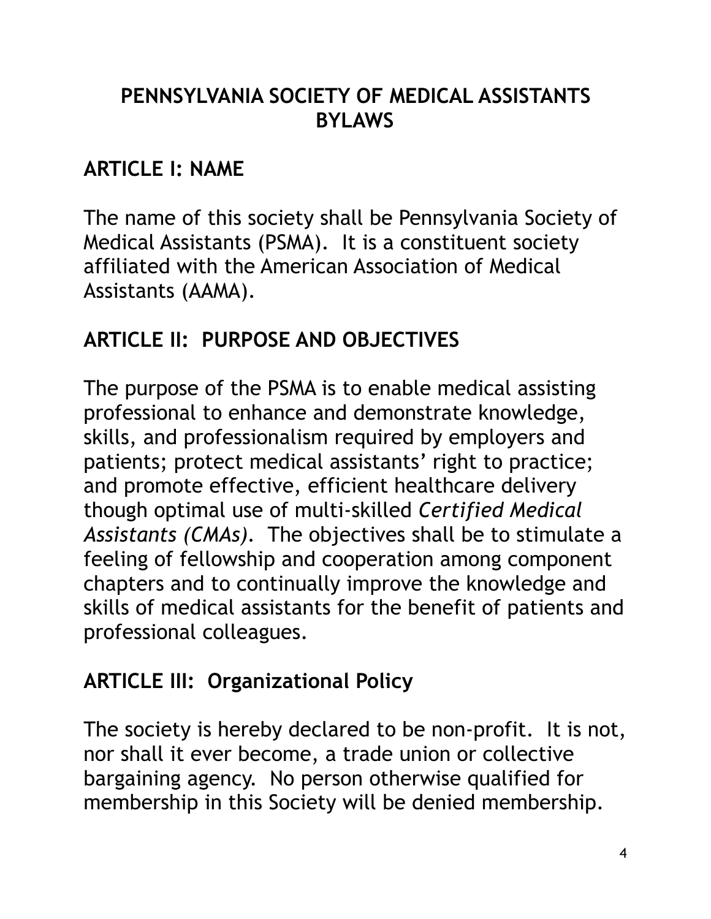# PENNSYLVANIA SOCIETY OF MEDICAL ASSISTANTS BYLAWS

## ARTICLE I: NAME

The name of this society shall be Pennsylvania Society of Medical Assistants (PSMA). It is a constituent society affiliated with the American Association of Medical Assistants (AAMA).

## ARTICLE II: PURPOSE AND OBJECTIVES

The purpose of the PSMA is to enable medical assisting professional to enhance and demonstrate knowledge, skills, and professionalism required by employers and patients; protect medical assistants' right to practice; and promote effective, efficient healthcare delivery though optimal use of multi-skilled *Certified Medical Assistants (CMAs)*. The objectives shall be to stimulate a feeling of fellowship and cooperation among component chapters and to continually improve the knowledge and skills of medical assistants for the benefit of patients and professional colleagues.

## ARTICLE III: Organizational Policy

The society is hereby declared to be non-profit. It is not, nor shall it ever become, a trade union or collective bargaining agency. No person otherwise qualified for membership in this Society will be denied membership.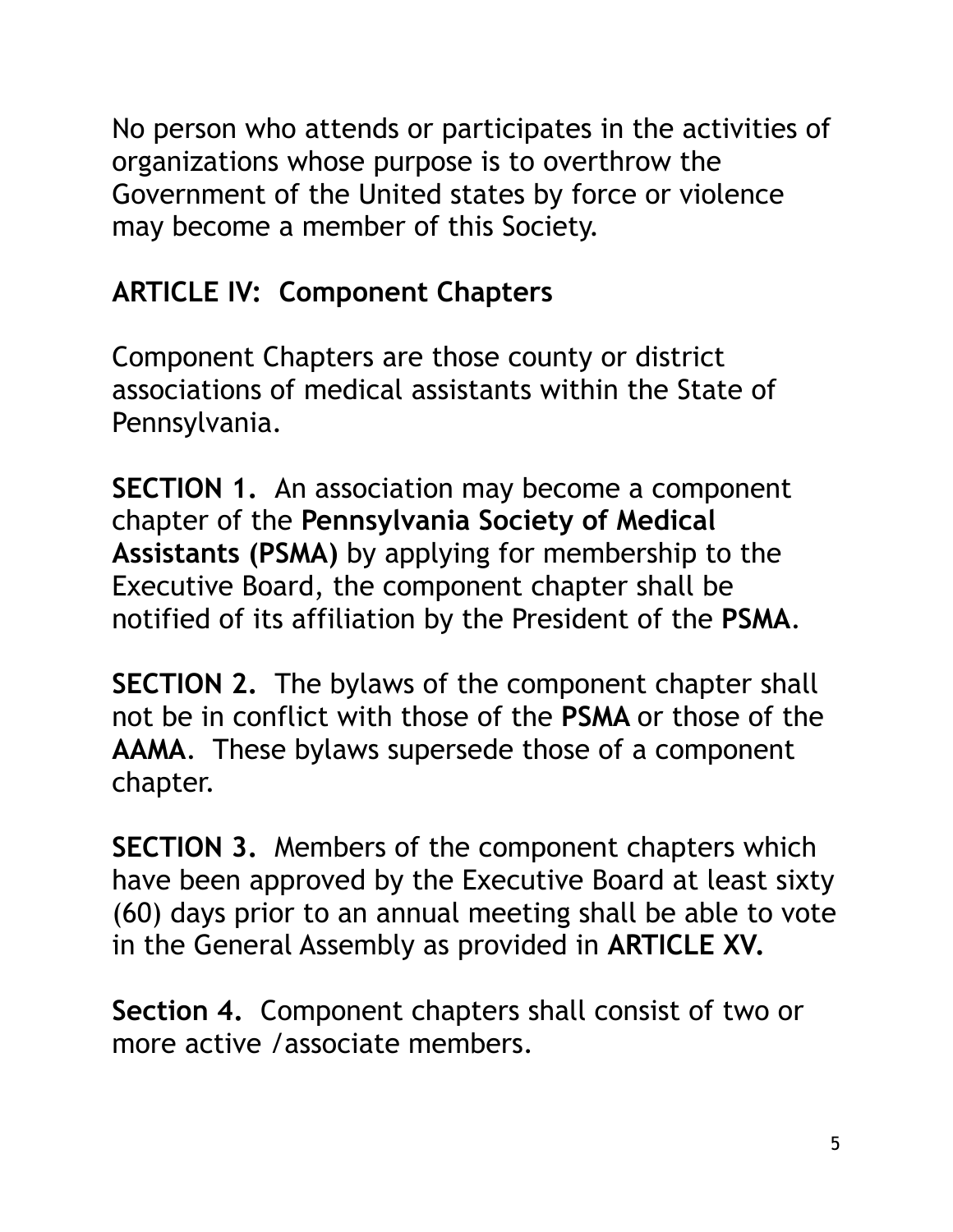No person who attends or participates in the activities of organizations whose purpose is to overthrow the Government of the United states by force or violence may become a member of this Society.

## ARTICLE IV: Component Chapters

Component Chapters are those county or district associations of medical assistants within the State of Pennsylvania.

**SECTION 1.** An association may become a component chapter of the **Pennsylvania Society of Medical Assistants (PSMA)** by applying for membership to the Executive Board, the component chapter shall be notified of its affiliation by the President of the **PSMA**.

**SECTION 2.** The bylaws of the component chapter shall not be in conflict with those of the **PSMA** or those of the **AAMA**. These bylaws supersede those of a component chapter.

**SECTION 3.** Members of the component chapters which have been approved by the Executive Board at least sixty (60) days prior to an annual meeting shall be able to vote in the General Assembly as provided in **ARTICLE XV.**

**Section 4.** Component chapters shall consist of two or more active /associate members.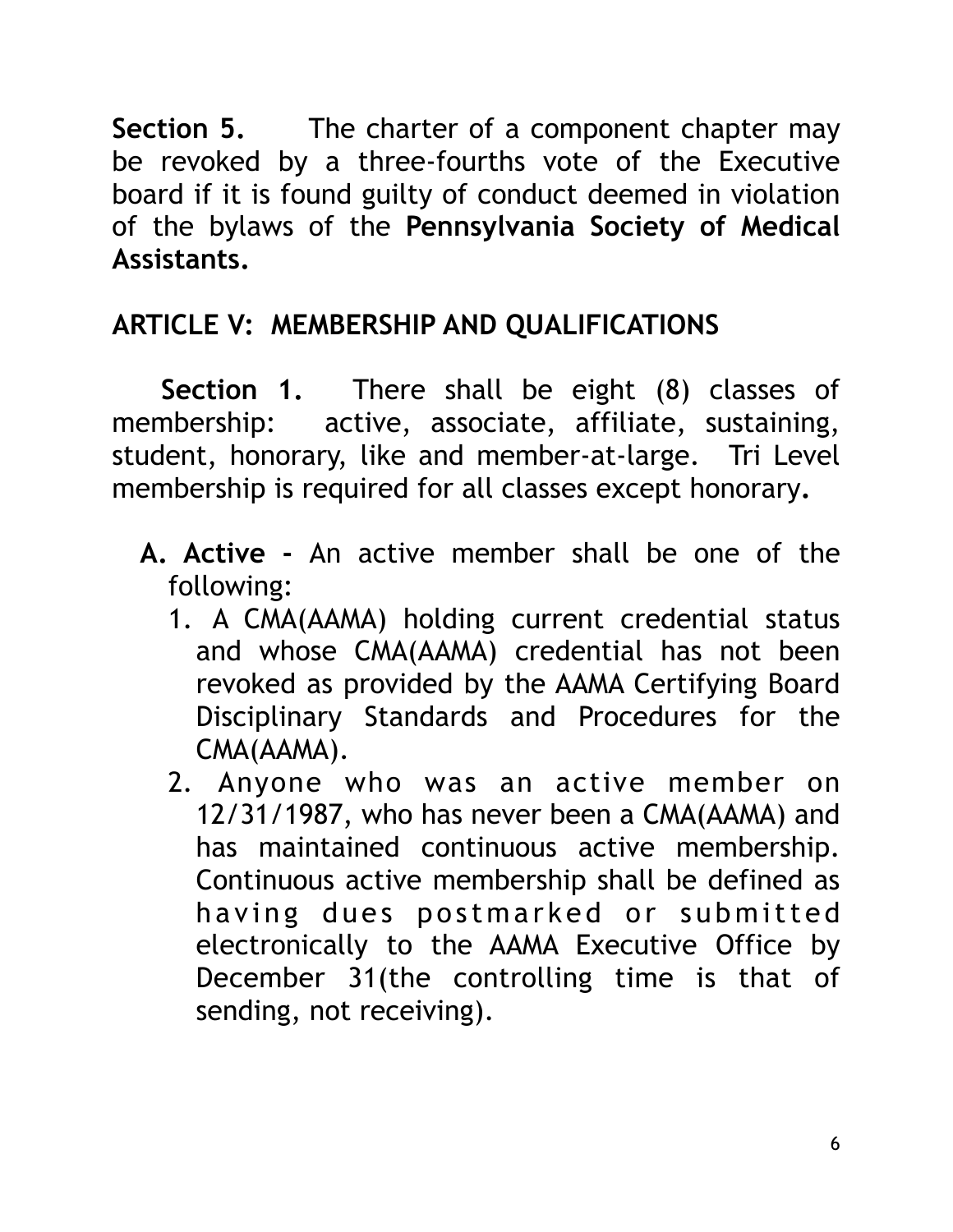**Section 5.** The charter of a component chapter may be revoked by a three-fourths vote of the Executive board if it is found guilty of conduct deemed in violation of the bylaws of the **Pennsylvania Society of Medical Assistants.**

## ARTICLE V: MEMBERSHIP AND QUALIFICATIONS

**Section 1.** There shall be eight (8) classes of membership: active, associate, affiliate, sustaining, student, honorary, like and member-at-large. Tri Level membership is required for all classes except honorary**.**

A. **Active -** An active member shall be one of the following:
   1. A CMA(AAMA) holding current credential status and whose CMA(AAMA) credential has not been revoked as provided by the AAMA Certifying Board Disciplinary Standards and Procedures for the CMA(AAMA).
   2. Anyone who was an active member on 12/31/1987, who has never been a CMA(AAMA) and has maintained continuous active membership. Continuous active membership shall be defined as having dues postmarked or submitted electronically to the AAMA Executive Office by December 31(the controlling time is that of sending, not receiving).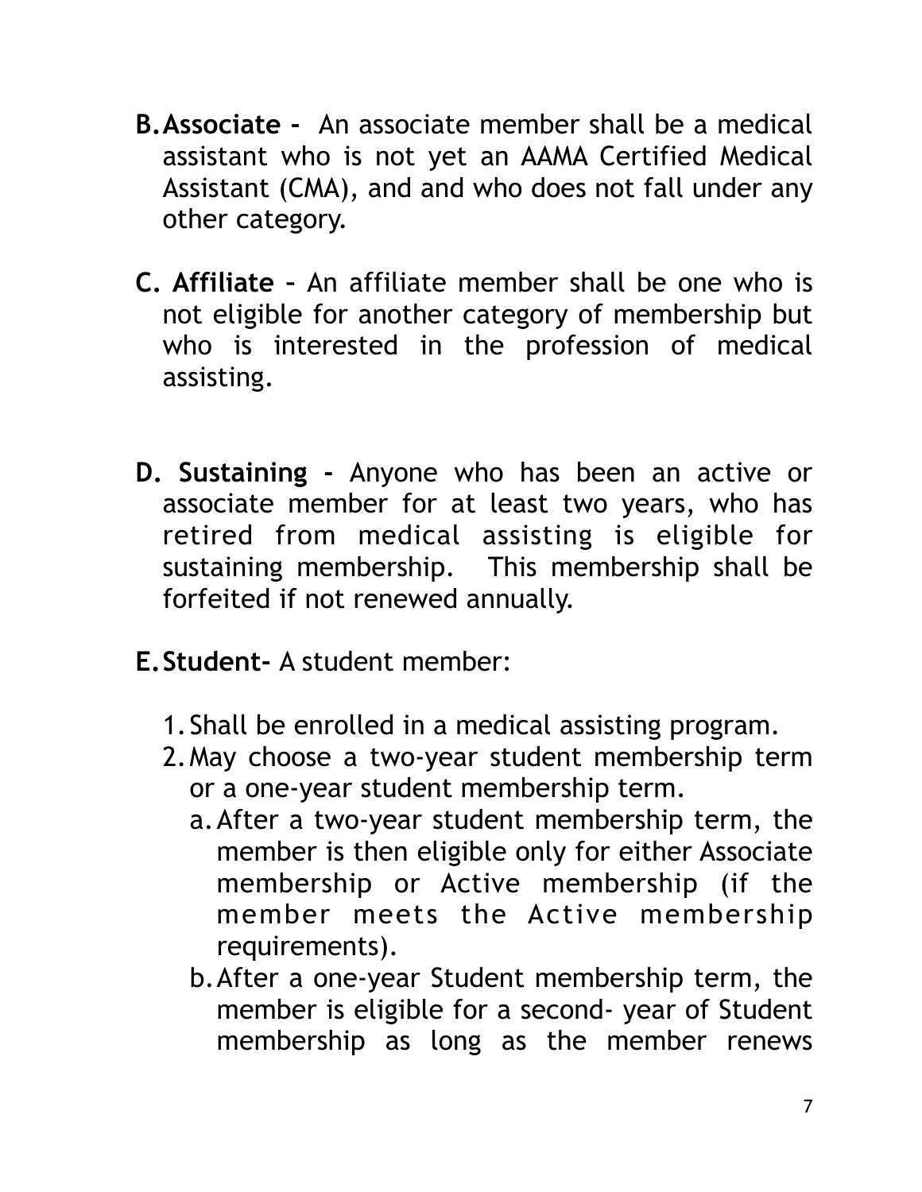**B. Associate -** An associate member shall be a medical assistant who is not yet an AAMA Certified Medical Assistant (CMA), and and who does not fall under any other category.

**C. Affiliate –** An affiliate member shall be one who is not eligible for another category of membership but who is interested in the profession of medical assisting.

**D. Sustaining -** Anyone who has been an active or associate member for at least two years, who has retired from medical assisting is eligible for sustaining membership. This membership shall be forfeited if not renewed annually.

**E. Student-** A student member:

1. Shall be enrolled in a medical assisting program.
2. May choose a two-year student membership term or a one-year student membership term.
    a. After a two-year student membership term, the member is then eligible only for either Associate membership or Active membership (if the member meets the Active membership requirements).
    b. After a one-year Student membership term, the member is eligible for a second- year of Student membership as long as the member renews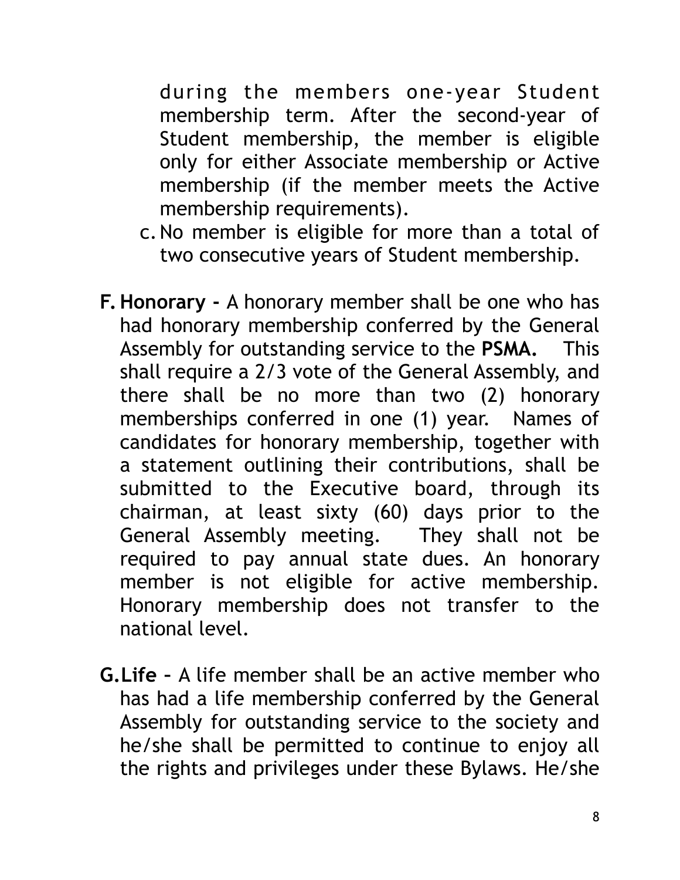during the members one-year Student membership term. After the second-year of Student membership, the member is eligible only for either Associate membership or Active membership (if the member meets the Active membership requirements).

c. No member is eligible for more than a total of two consecutive years of Student membership.

**F. Honorary -** A honorary member shall be one who has had honorary membership conferred by the General Assembly for outstanding service to the **PSMA.** This shall require a 2/3 vote of the General Assembly, and there shall be no more than two (2) honorary memberships conferred in one (1) year. Names of candidates for honorary membership, together with a statement outlining their contributions, shall be submitted to the Executive board, through its chairman, at least sixty (60) days prior to the General Assembly meeting. They shall not be required to pay annual state dues. An honorary member is not eligible for active membership. Honorary membership does not transfer to the national level.

**G. Life –** A life member shall be an active member who has had a life membership conferred by the General Assembly for outstanding service to the society and he/she shall be permitted to continue to enjoy all the rights and privileges under these Bylaws. He/she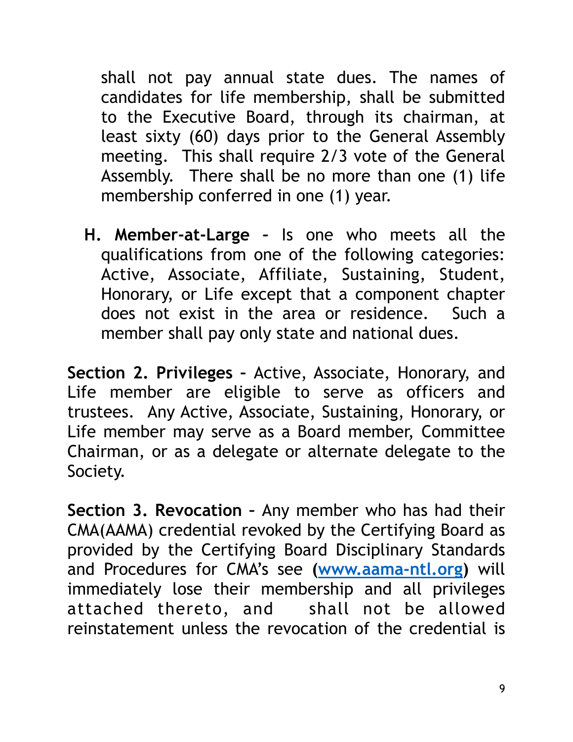shall not pay annual state dues. The names of candidates for life membership, shall be submitted to the Executive Board, through its chairman, at least sixty (60) days prior to the General Assembly meeting. This shall require 2/3 vote of the General Assembly. There shall be no more than one (1) life membership conferred in one (1) year.

H. **Member-at-Large** – Is one who meets all the qualifications from one of the following categories: Active, Associate, Affiliate, Sustaining, Student, Honorary, or Life except that a component chapter does not exist in the area or residence. Such a member shall pay only state and national dues.

**Section 2. Privileges** – Active, Associate, Honorary, and Life member are eligible to serve as officers and trustees. Any Active, Associate, Sustaining, Honorary, or Life member may serve as a Board member, Committee Chairman, or as a delegate or alternate delegate to the Society.

**Section 3. Revocation** – Any member who has had their CMA(AAMA) credential revoked by the Certifying Board as provided by the Certifying Board Disciplinary Standards and Procedures for CMA's see (www.aama-ntl.org) will immediately lose their membership and all privileges attached thereto, and shall not be allowed reinstatement unless the revocation of the credential is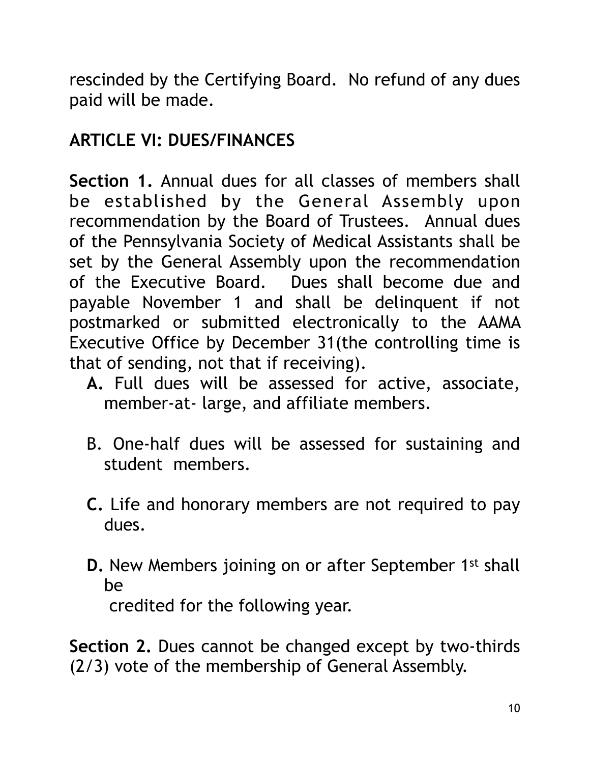rescinded by the Certifying Board. No refund of any dues paid will be made.

## ARTICLE VI: DUES/FINANCES

**Section 1.** Annual dues for all classes of members shall be established by the General Assembly upon recommendation by the Board of Trustees. Annual dues of the Pennsylvania Society of Medical Assistants shall be set by the General Assembly upon the recommendation of the Executive Board. Dues shall become due and payable November 1 and shall be delinquent if not postmarked or submitted electronically to the AAMA Executive Office by December 31(the controlling time is that of sending, not that if receiving).

**A.** Full dues will be assessed for active, associate, member-at- large, and affiliate members.

B. One-half dues will be assessed for sustaining and student members.

**C.** Life and honorary members are not required to pay dues.

**D.** New Members joining on or after September 1st shall be credited for the following year.

**Section 2.** Dues cannot be changed except by two-thirds (2/3) vote of the membership of General Assembly.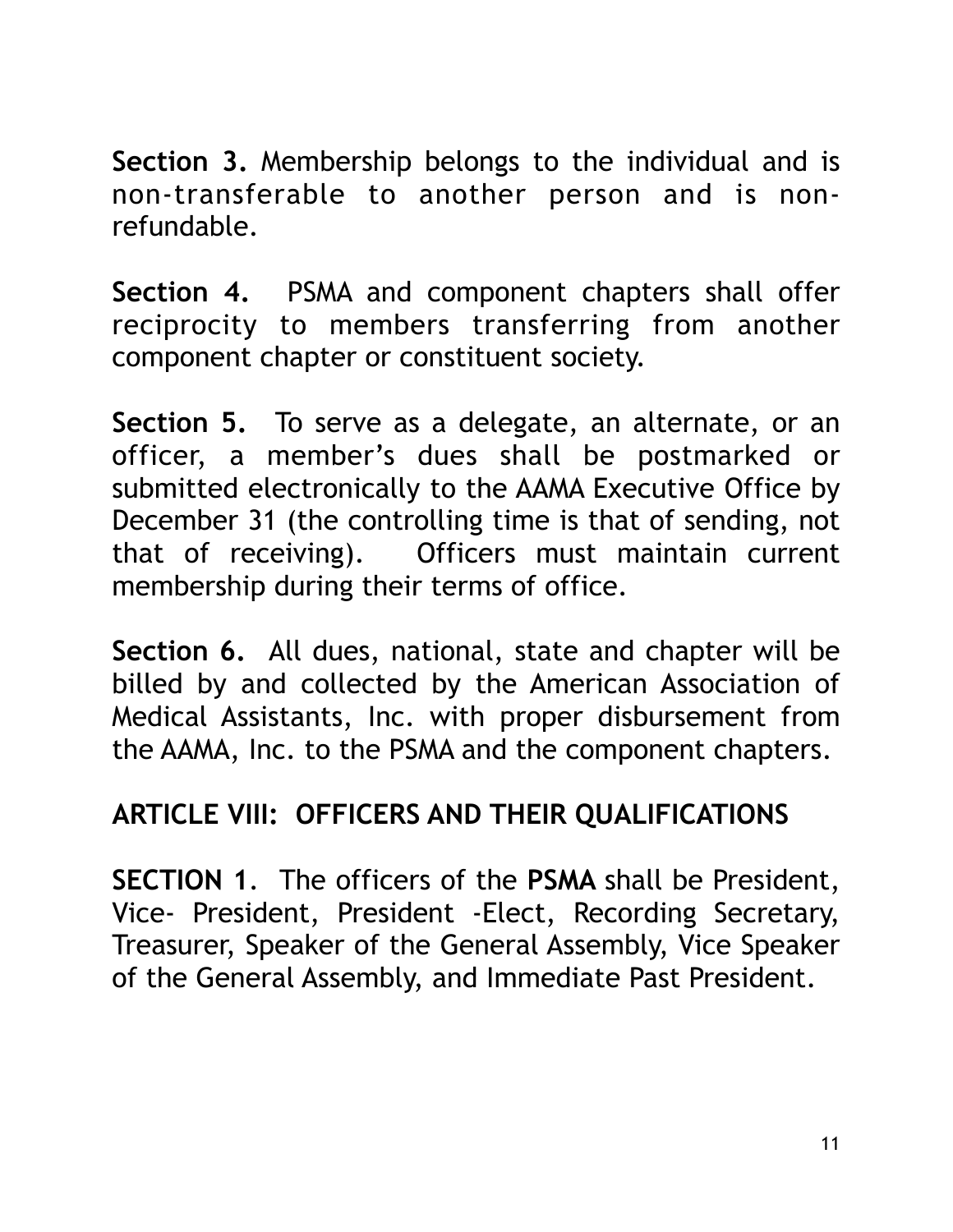**Section 3.** Membership belongs to the individual and is non-transferable to another person and is non-refundable.

**Section 4.** PSMA and component chapters shall offer reciprocity to members transferring from another component chapter or constituent society.

**Section 5.** To serve as a delegate, an alternate, or an officer, a member's dues shall be postmarked or submitted electronically to the AAMA Executive Office by December 31 (the controlling time is that of sending, not that of receiving). Officers must maintain current membership during their terms of office.

**Section 6.** All dues, national, state and chapter will be billed by and collected by the American Association of Medical Assistants, Inc. with proper disbursement from the AAMA, Inc. to the PSMA and the component chapters.

## ARTICLE VIII: OFFICERS AND THEIR QUALIFICATIONS

**SECTION 1**. The officers of the **PSMA** shall be President, Vice- President, President -Elect, Recording Secretary, Treasurer, Speaker of the General Assembly, Vice Speaker of the General Assembly, and Immediate Past President.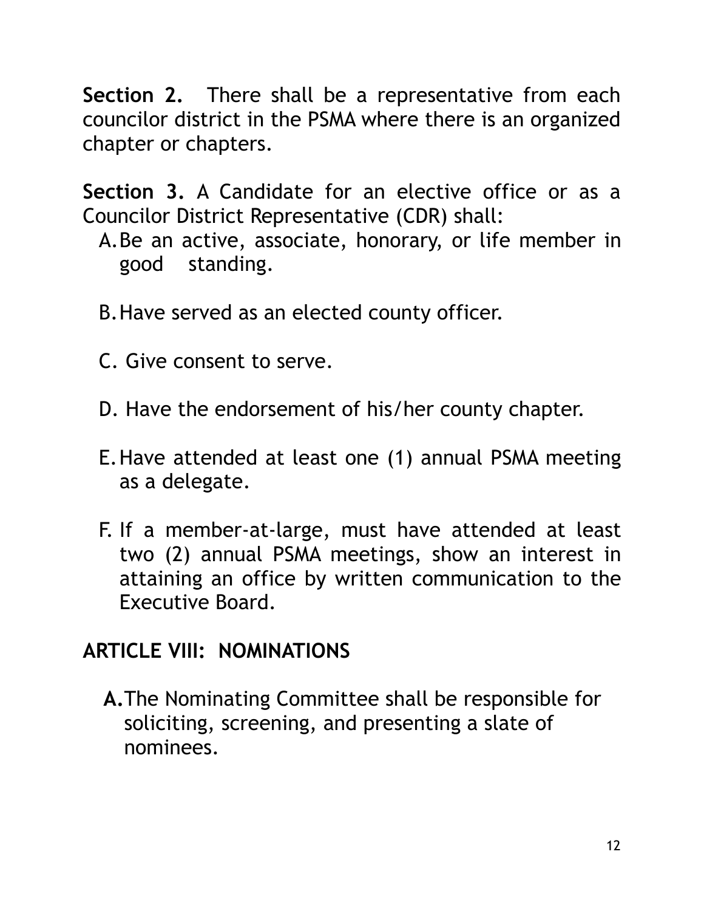**Section 2.** There shall be a representative from each councilor district in the PSMA where there is an organized chapter or chapters.

**Section 3.** A Candidate for an elective office or as a Councilor District Representative (CDR) shall:

A. Be an active, associate, honorary, or life member in good standing.

B. Have served as an elected county officer.

C. Give consent to serve.

D. Have the endorsement of his/her county chapter.

E. Have attended at least one (1) annual PSMA meeting as a delegate.

F. If a member-at-large, must have attended at least two (2) annual PSMA meetings, show an interest in attaining an office by written communication to the Executive Board.

## ARTICLE VIII: NOMINATIONS

**A.** The Nominating Committee shall be responsible for soliciting, screening, and presenting a slate of nominees.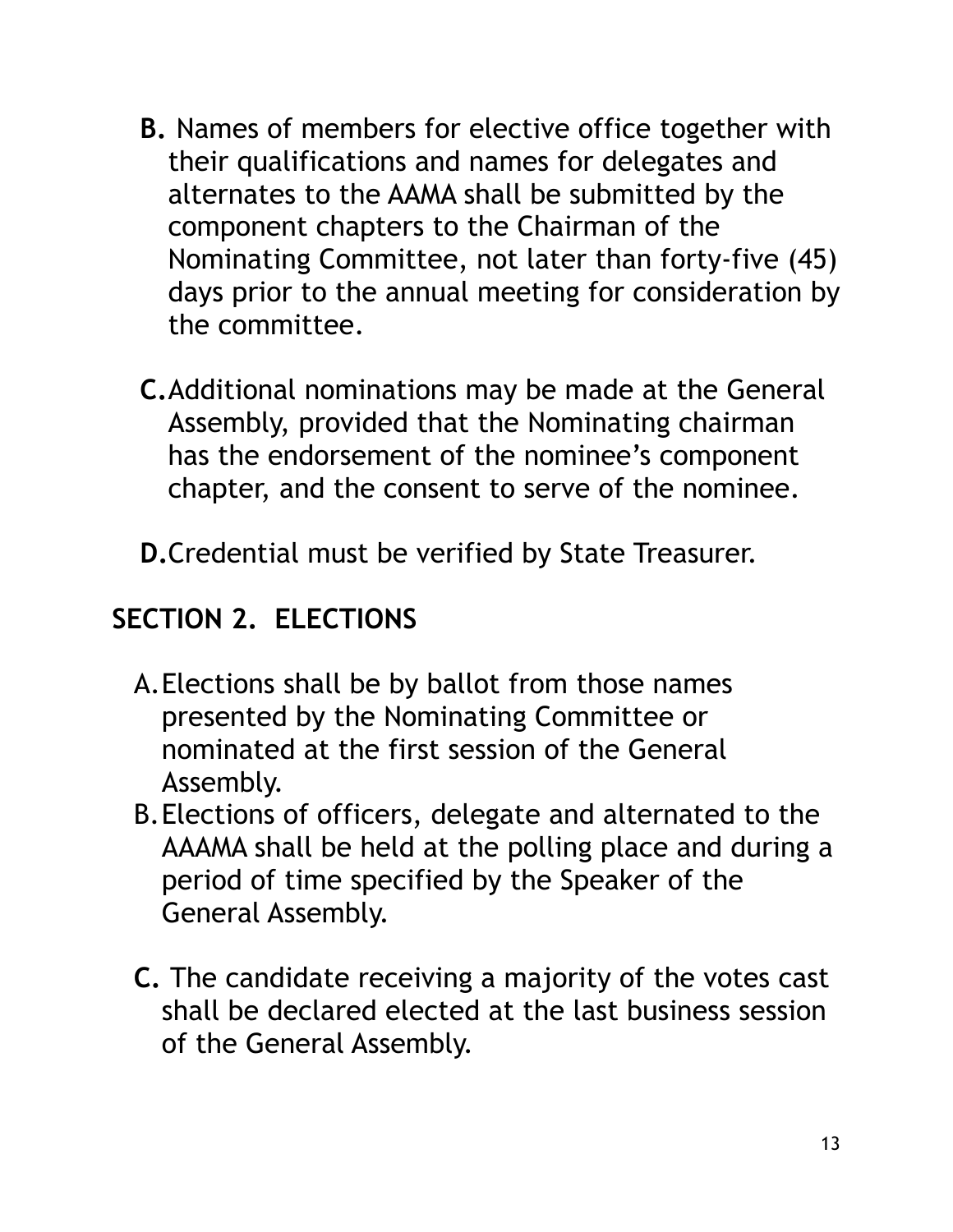**B.** Names of members for elective office together with their qualifications and names for delegates and alternates to the AAMA shall be submitted by the component chapters to the Chairman of the Nominating Committee, not later than forty-five (45) days prior to the annual meeting for consideration by the committee.

**C.** Additional nominations may be made at the General Assembly, provided that the Nominating chairman has the endorsement of the nominee's component chapter, and the consent to serve of the nominee.

**D.** Credential must be verified by State Treasurer.

## SECTION 2. ELECTIONS

A. Elections shall be by ballot from those names presented by the Nominating Committee or nominated at the first session of the General Assembly.

B. Elections of officers, delegate and alternated to the AAAMA shall be held at the polling place and during a period of time specified by the Speaker of the General Assembly.

**C.** The candidate receiving a majority of the votes cast shall be declared elected at the last business session of the General Assembly.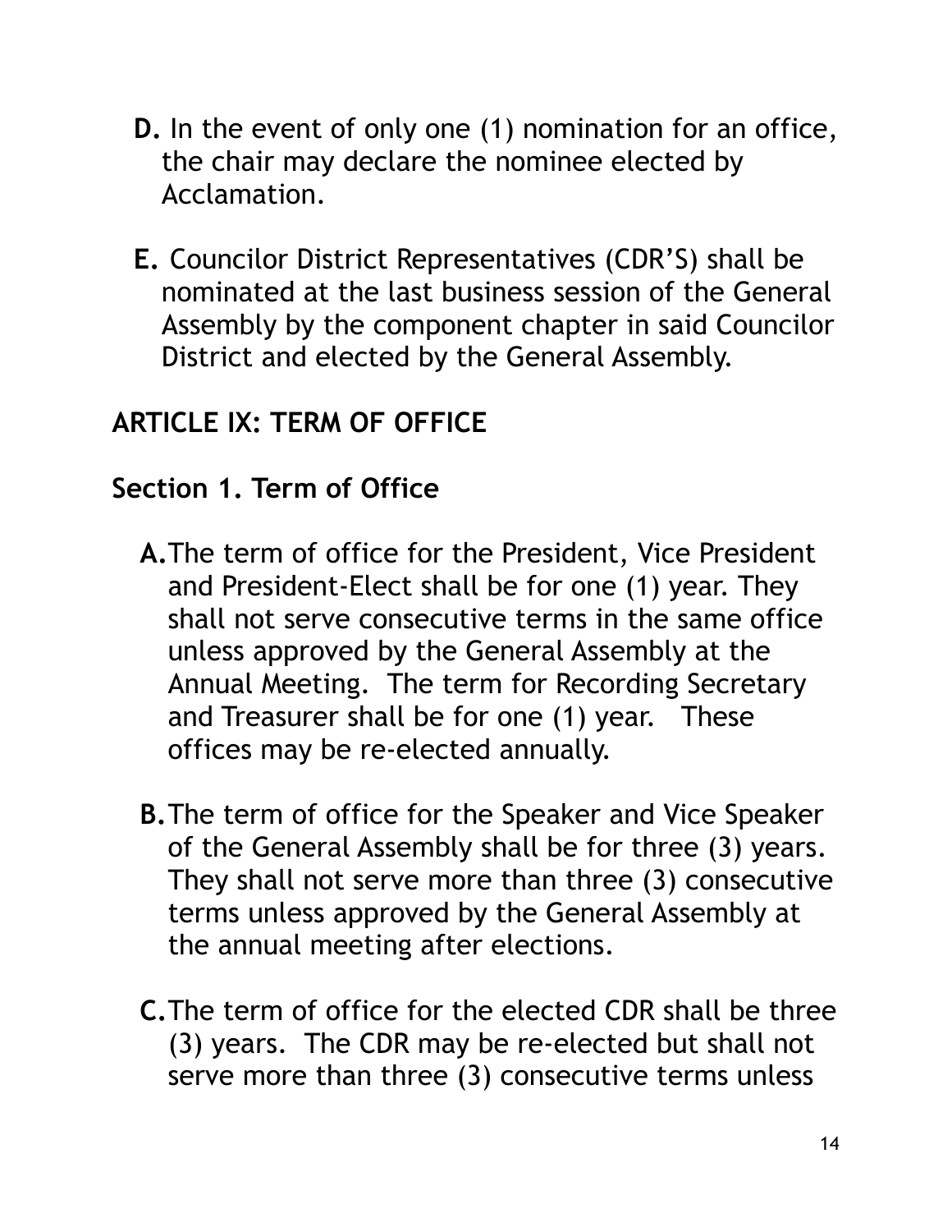**D.** In the event of only one (1) nomination for an office, the chair may declare the nominee elected by Acclamation.

**E.** Councilor District Representatives (CDR'S) shall be nominated at the last business session of the General Assembly by the component chapter in said Councilor District and elected by the General Assembly.

## ARTICLE IX: TERM OF OFFICE

### Section 1. Term of Office

**A.** The term of office for the President, Vice President and President-Elect shall be for one (1) year. They shall not serve consecutive terms in the same office unless approved by the General Assembly at the Annual Meeting. The term for Recording Secretary and Treasurer shall be for one (1) year. These offices may be re-elected annually.

**B.** The term of office for the Speaker and Vice Speaker of the General Assembly shall be for three (3) years. They shall not serve more than three (3) consecutive terms unless approved by the General Assembly at the annual meeting after elections.

**C.** The term of office for the elected CDR shall be three (3) years. The CDR may be re-elected but shall not serve more than three (3) consecutive terms unless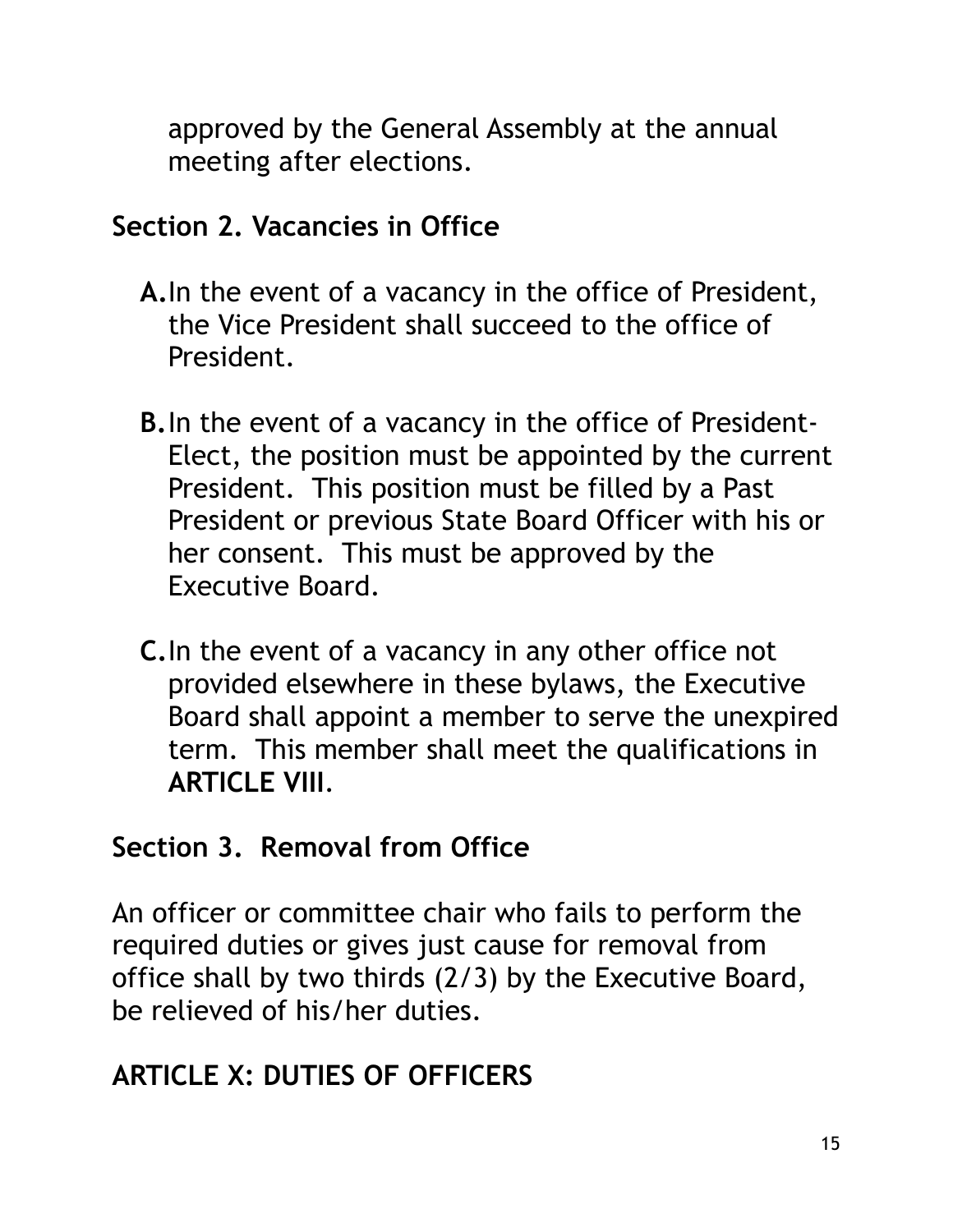approved by the General Assembly at the annual meeting after elections.

### Section 2. Vacancies in Office

**A.** In the event of a vacancy in the office of President, the Vice President shall succeed to the office of President.

**B.** In the event of a vacancy in the office of President-Elect, the position must be appointed by the current President. This position must be filled by a Past President or previous State Board Officer with his or her consent. This must be approved by the Executive Board.

**C.** In the event of a vacancy in any other office not provided elsewhere in these bylaws, the Executive Board shall appoint a member to serve the unexpired term. This member shall meet the qualifications in **ARTICLE VIII**.

### Section 3. Removal from Office

An officer or committee chair who fails to perform the required duties or gives just cause for removal from office shall by two thirds (2/3) by the Executive Board, be relieved of his/her duties.

## ARTICLE X: DUTIES OF OFFICERS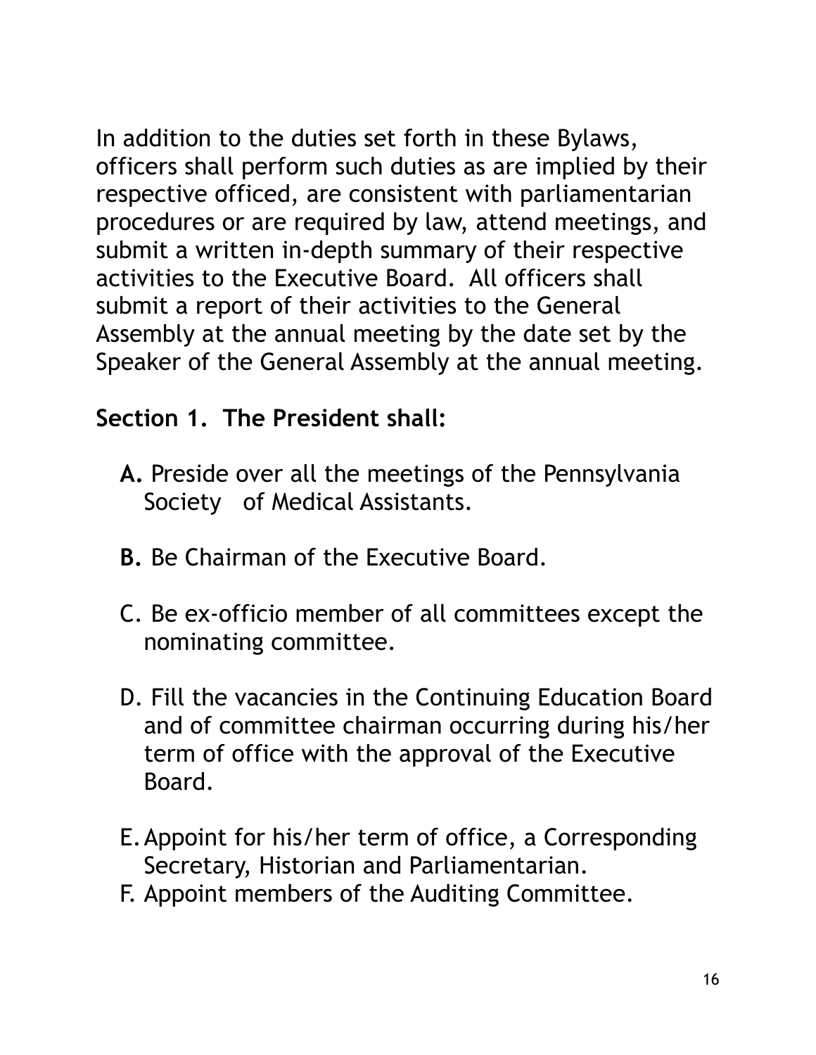In addition to the duties set forth in these Bylaws, officers shall perform such duties as are implied by their respective officed, are consistent with parliamentarian procedures or are required by law, attend meetings, and submit a written in-depth summary of their respective activities to the Executive Board. All officers shall submit a report of their activities to the General Assembly at the annual meeting by the date set by the Speaker of the General Assembly at the annual meeting.

**Section 1. The President shall:**

**A.** Preside over all the meetings of the Pennsylvania Society of Medical Assistants.

**B.** Be Chairman of the Executive Board.

C. Be ex-officio member of all committees except the nominating committee.

D. Fill the vacancies in the Continuing Education Board and of committee chairman occurring during his/her term of office with the approval of the Executive Board.

E. Appoint for his/her term of office, a Corresponding Secretary, Historian and Parliamentarian.

F. Appoint members of the Auditing Committee.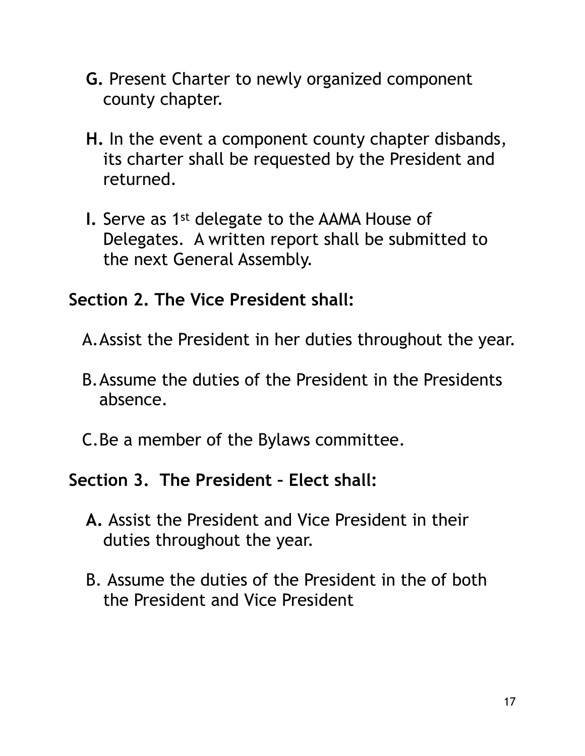**G.** Present Charter to newly organized component county chapter.

**H.** In the event a component county chapter disbands, its charter shall be requested by the President and returned.

**I.** Serve as 1st delegate to the AAMA House of Delegates. A written report shall be submitted to the next General Assembly.

**Section 2. The Vice President shall:**

A. Assist the President in her duties throughout the year.

B. Assume the duties of the President in the Presidents absence.

C. Be a member of the Bylaws committee.

**Section 3. The President – Elect shall:**

**A.** Assist the President and Vice President in their duties throughout the year.

B. Assume the duties of the President in the of both the President and Vice President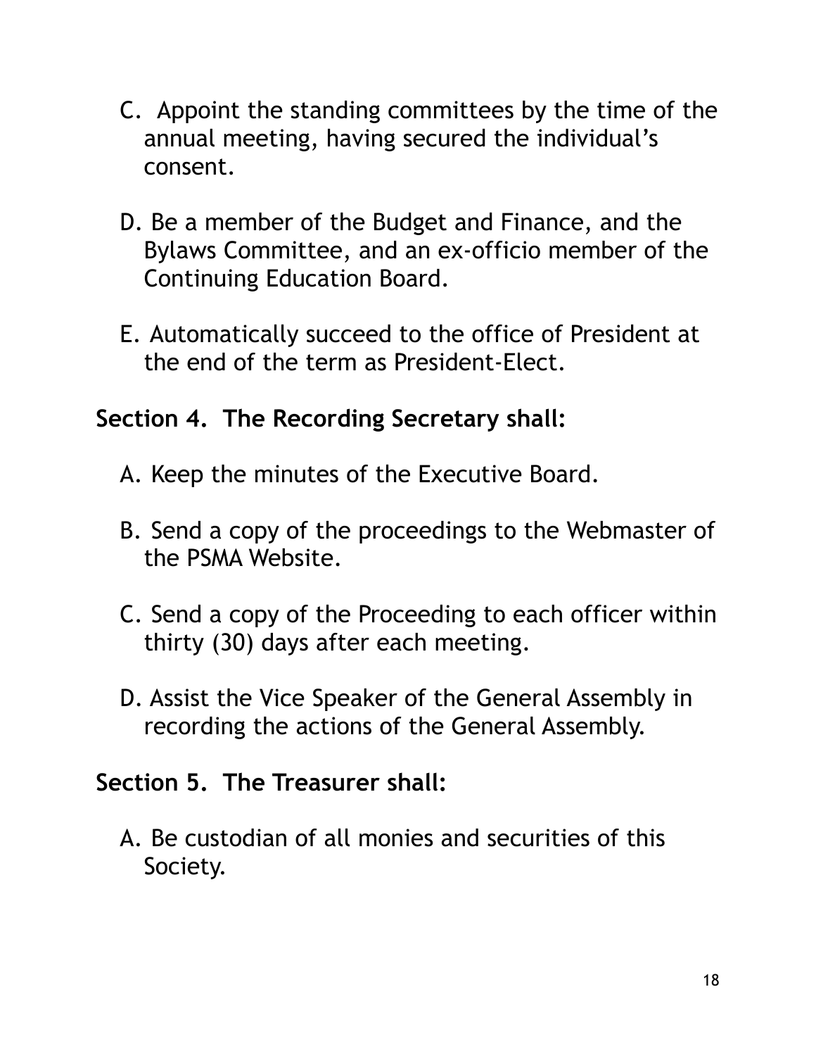C. Appoint the standing committees by the time of the annual meeting, having secured the individual's consent.

D. Be a member of the Budget and Finance, and the Bylaws Committee, and an ex-officio member of the Continuing Education Board.

E. Automatically succeed to the office of President at the end of the term as President-Elect.

**Section 4. The Recording Secretary shall:**

A. Keep the minutes of the Executive Board.

B. Send a copy of the proceedings to the Webmaster of the PSMA Website.

C. Send a copy of the Proceeding to each officer within thirty (30) days after each meeting.

D. Assist the Vice Speaker of the General Assembly in recording the actions of the General Assembly.

**Section 5. The Treasurer shall:**

A. Be custodian of all monies and securities of this Society.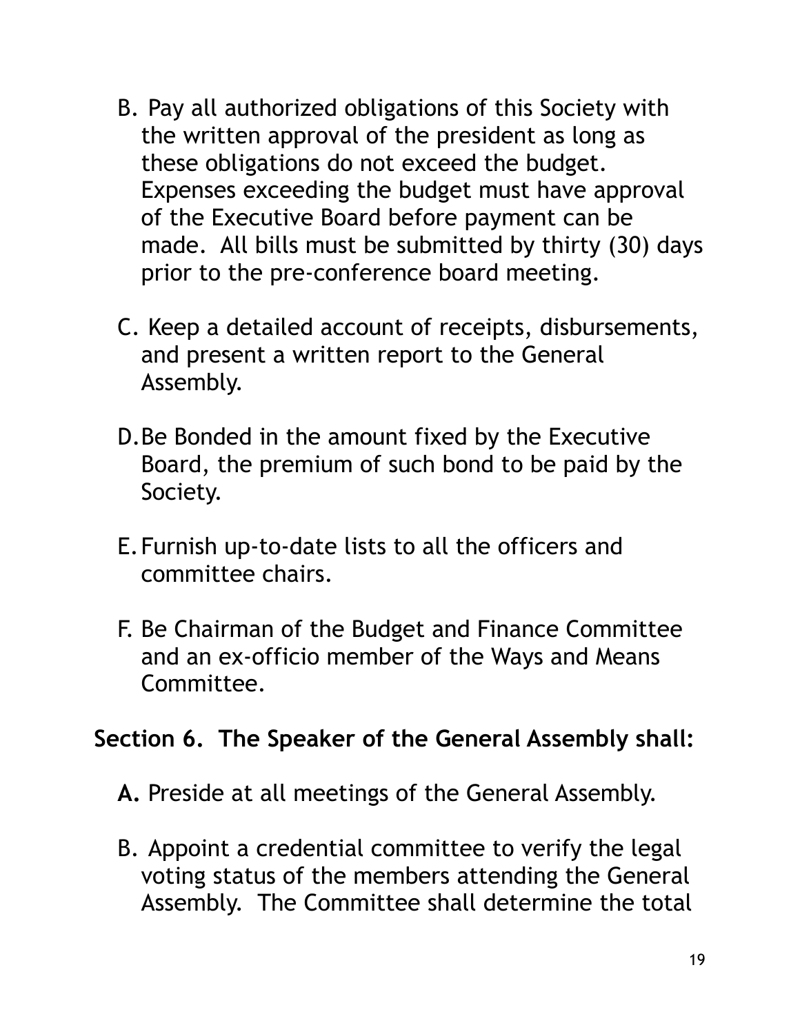B. Pay all authorized obligations of this Society with the written approval of the president as long as these obligations do not exceed the budget. Expenses exceeding the budget must have approval of the Executive Board before payment can be made. All bills must be submitted by thirty (30) days prior to the pre-conference board meeting.

C. Keep a detailed account of receipts, disbursements, and present a written report to the General Assembly.

D. Be Bonded in the amount fixed by the Executive Board, the premium of such bond to be paid by the Society.

E. Furnish up-to-date lists to all the officers and committee chairs.

F. Be Chairman of the Budget and Finance Committee and an ex-officio member of the Ways and Means Committee.

**Section 6. The Speaker of the General Assembly shall:**

**A.** Preside at all meetings of the General Assembly.

B. Appoint a credential committee to verify the legal voting status of the members attending the General Assembly. The Committee shall determine the total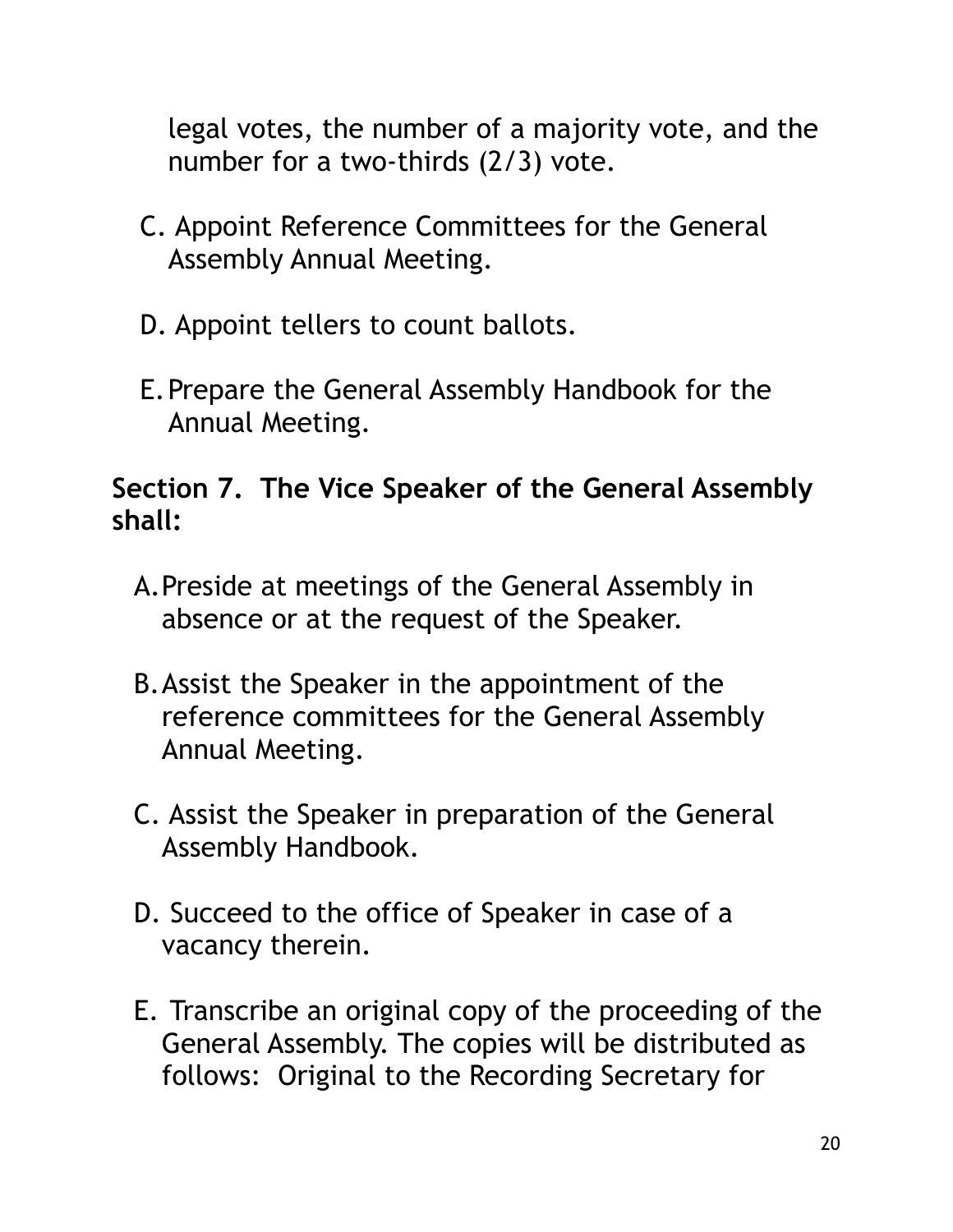legal votes, the number of a majority vote, and the number for a two-thirds (2/3) vote.

C. Appoint Reference Committees for the General Assembly Annual Meeting.

D. Appoint tellers to count ballots.

E. Prepare the General Assembly Handbook for the Annual Meeting.

**Section 7. The Vice Speaker of the General Assembly shall:**

A. Preside at meetings of the General Assembly in absence or at the request of the Speaker.

B. Assist the Speaker in the appointment of the reference committees for the General Assembly Annual Meeting.

C. Assist the Speaker in preparation of the General Assembly Handbook.

D. Succeed to the office of Speaker in case of a vacancy therein.

E. Transcribe an original copy of the proceeding of the General Assembly. The copies will be distributed as follows: Original to the Recording Secretary for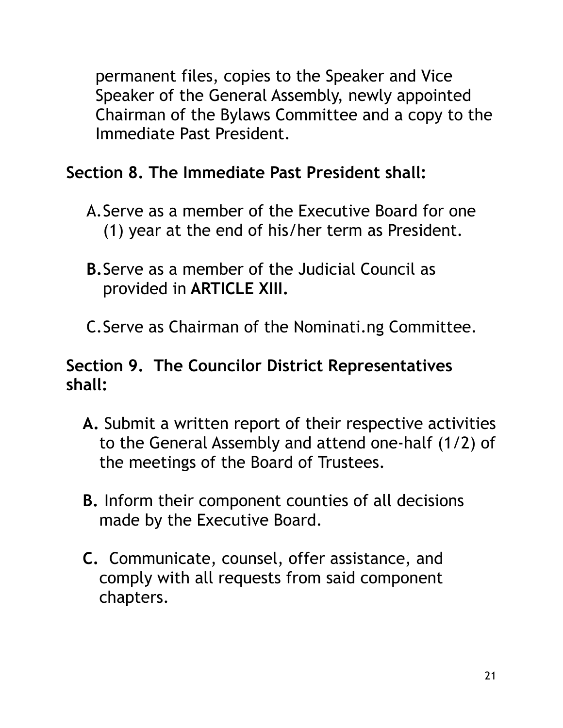permanent files, copies to the Speaker and Vice Speaker of the General Assembly, newly appointed Chairman of the Bylaws Committee and a copy to the Immediate Past President.

**Section 8. The Immediate Past President shall:**

A. Serve as a member of the Executive Board for one (1) year at the end of his/her term as President.

**B.** Serve as a member of the Judicial Council as provided in **ARTICLE XIII.**

C. Serve as Chairman of the Nominati.ng Committee.

**Section 9. The Councilor District Representatives shall:**

**A.** Submit a written report of their respective activities to the General Assembly and attend one-half (1/2) of the meetings of the Board of Trustees.

**B.** Inform their component counties of all decisions made by the Executive Board.

**C.** Communicate, counsel, offer assistance, and comply with all requests from said component chapters.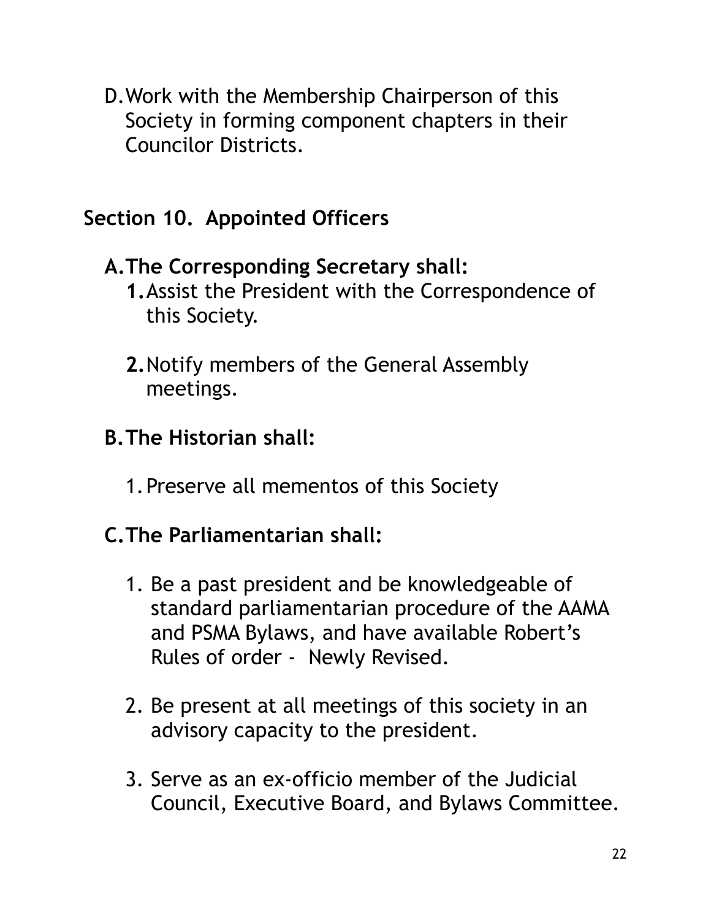D. Work with the Membership Chairperson of this Society in forming component chapters in their Councilor Districts.

## Section 10. Appointed Officers

### A. The Corresponding Secretary shall:

1. Assist the President with the Correspondence of this Society.

2. Notify members of the General Assembly meetings.

### B. The Historian shall:

1. Preserve all mementos of this Society

### C. The Parliamentarian shall:

1. Be a past president and be knowledgeable of standard parliamentarian procedure of the AAMA and PSMA Bylaws, and have available Robert's Rules of order - Newly Revised.

2. Be present at all meetings of this society in an advisory capacity to the president.

3. Serve as an ex-officio member of the Judicial Council, Executive Board, and Bylaws Committee.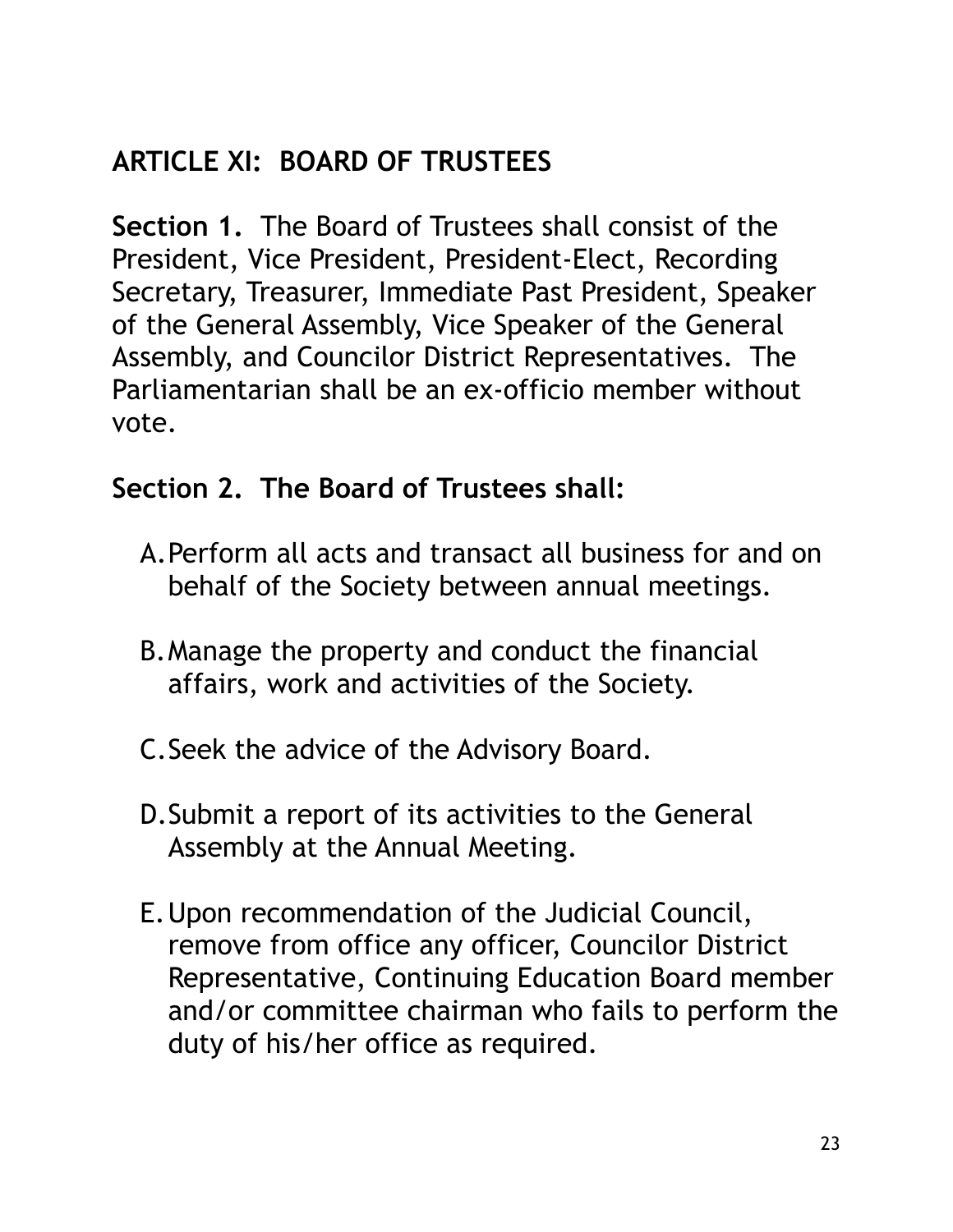## ARTICLE XI: BOARD OF TRUSTEES

**Section 1.** The Board of Trustees shall consist of the President, Vice President, President-Elect, Recording Secretary, Treasurer, Immediate Past President, Speaker of the General Assembly, Vice Speaker of the General Assembly, and Councilor District Representatives. The Parliamentarian shall be an ex-officio member without vote.

**Section 2. The Board of Trustees shall:**

A. Perform all acts and transact all business for and on behalf of the Society between annual meetings.

B. Manage the property and conduct the financial affairs, work and activities of the Society.

C. Seek the advice of the Advisory Board.

D. Submit a report of its activities to the General Assembly at the Annual Meeting.

E. Upon recommendation of the Judicial Council, remove from office any officer, Councilor District Representative, Continuing Education Board member and/or committee chairman who fails to perform the duty of his/her office as required.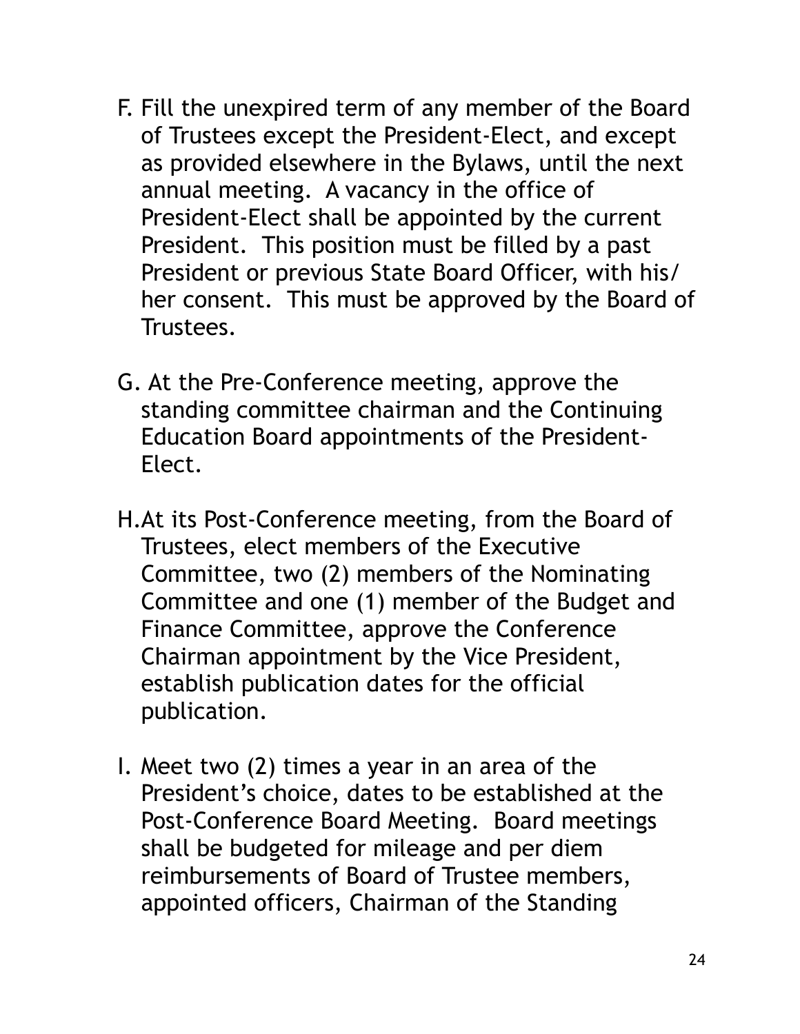F. Fill the unexpired term of any member of the Board of Trustees except the President-Elect, and except as provided elsewhere in the Bylaws, until the next annual meeting. A vacancy in the office of President-Elect shall be appointed by the current President. This position must be filled by a past President or previous State Board Officer, with his/her consent. This must be approved by the Board of Trustees.

G. At the Pre-Conference meeting, approve the standing committee chairman and the Continuing Education Board appointments of the President-Elect.

H. At its Post-Conference meeting, from the Board of Trustees, elect members of the Executive Committee, two (2) members of the Nominating Committee and one (1) member of the Budget and Finance Committee, approve the Conference Chairman appointment by the Vice President, establish publication dates for the official publication.

I. Meet two (2) times a year in an area of the President's choice, dates to be established at the Post-Conference Board Meeting. Board meetings shall be budgeted for mileage and per diem reimbursements of Board of Trustee members, appointed officers, Chairman of the Standing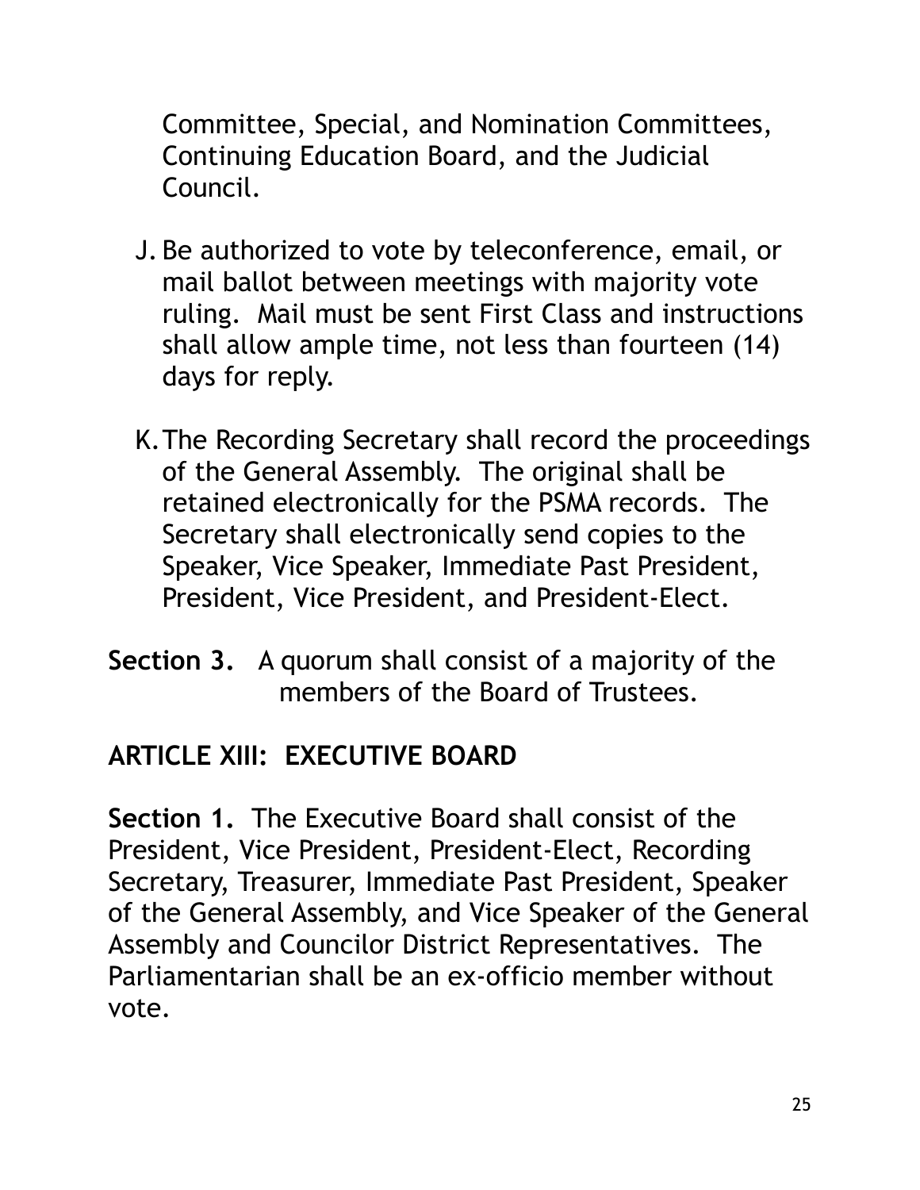Committee, Special, and Nomination Committees, Continuing Education Board, and the Judicial Council.

J. Be authorized to vote by teleconference, email, or mail ballot between meetings with majority vote ruling. Mail must be sent First Class and instructions shall allow ample time, not less than fourteen (14) days for reply.

K. The Recording Secretary shall record the proceedings of the General Assembly. The original shall be retained electronically for the PSMA records. The Secretary shall electronically send copies to the Speaker, Vice Speaker, Immediate Past President, President, Vice President, and President-Elect.

**Section 3.** A quorum shall consist of a majority of the members of the Board of Trustees.

## ARTICLE XIII: EXECUTIVE BOARD

**Section 1.** The Executive Board shall consist of the President, Vice President, President-Elect, Recording Secretary, Treasurer, Immediate Past President, Speaker of the General Assembly, and Vice Speaker of the General Assembly and Councilor District Representatives. The Parliamentarian shall be an ex-officio member without vote.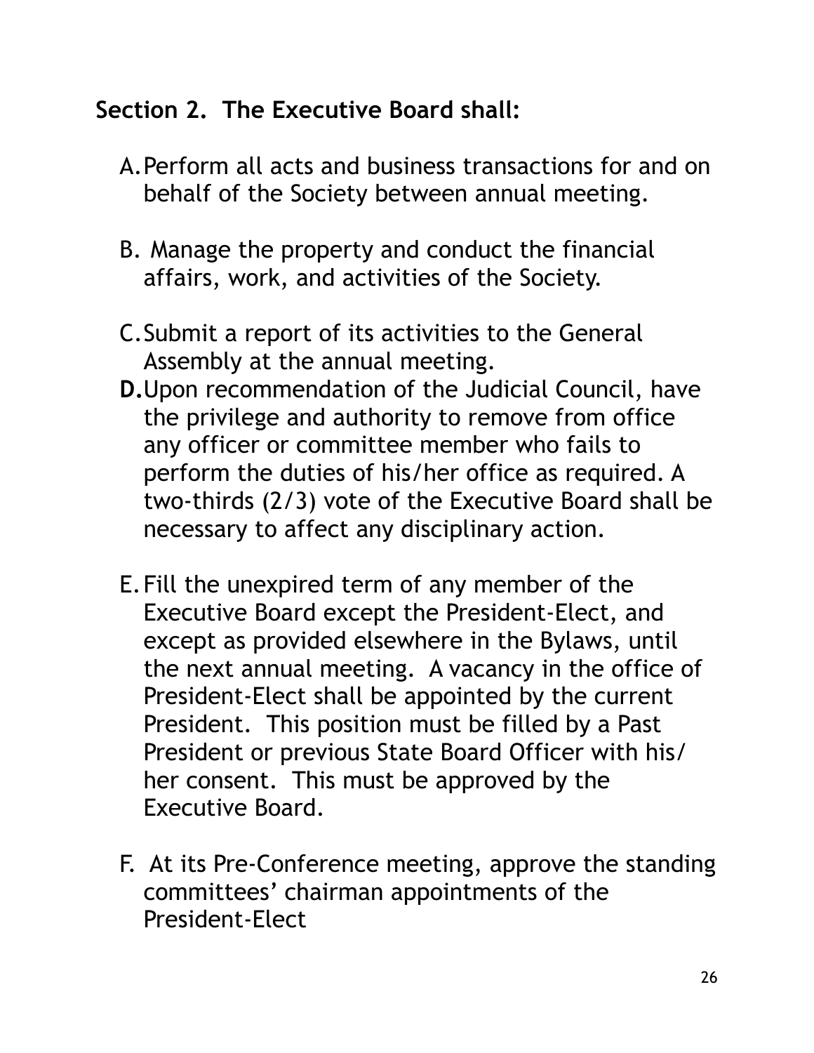**Section 2. The Executive Board shall:**

A. Perform all acts and business transactions for and on behalf of the Society between annual meeting.

B. Manage the property and conduct the financial affairs, work, and activities of the Society.

C. Submit a report of its activities to the General Assembly at the annual meeting.

**D.** Upon recommendation of the Judicial Council, have the privilege and authority to remove from office any officer or committee member who fails to perform the duties of his/her office as required. A two-thirds (2/3) vote of the Executive Board shall be necessary to affect any disciplinary action.

E. Fill the unexpired term of any member of the Executive Board except the President-Elect, and except as provided elsewhere in the Bylaws, until the next annual meeting. A vacancy in the office of President-Elect shall be appointed by the current President. This position must be filled by a Past President or previous State Board Officer with his/her consent. This must be approved by the Executive Board.

F. At its Pre-Conference meeting, approve the standing committees' chairman appointments of the President-Elect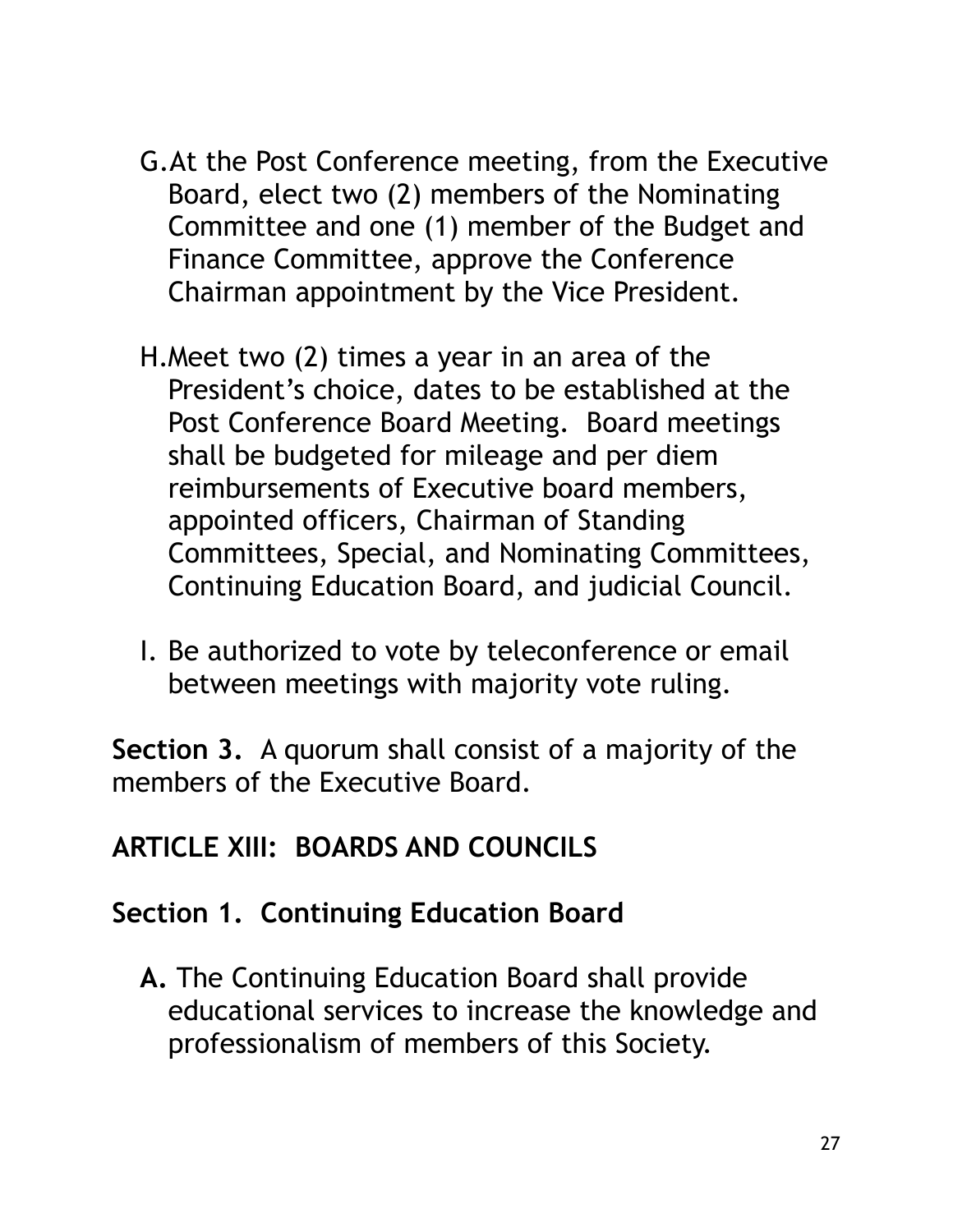G. At the Post Conference meeting, from the Executive Board, elect two (2) members of the Nominating Committee and one (1) member of the Budget and Finance Committee, approve the Conference Chairman appointment by the Vice President.

H. Meet two (2) times a year in an area of the President's choice, dates to be established at the Post Conference Board Meeting. Board meetings shall be budgeted for mileage and per diem reimbursements of Executive board members, appointed officers, Chairman of Standing Committees, Special, and Nominating Committees, Continuing Education Board, and judicial Council.

I. Be authorized to vote by teleconference or email between meetings with majority vote ruling.

**Section 3.** A quorum shall consist of a majority of the members of the Executive Board.

## ARTICLE XIII: BOARDS AND COUNCILS

### Section 1. Continuing Education Board

**A.** The Continuing Education Board shall provide educational services to increase the knowledge and professionalism of members of this Society.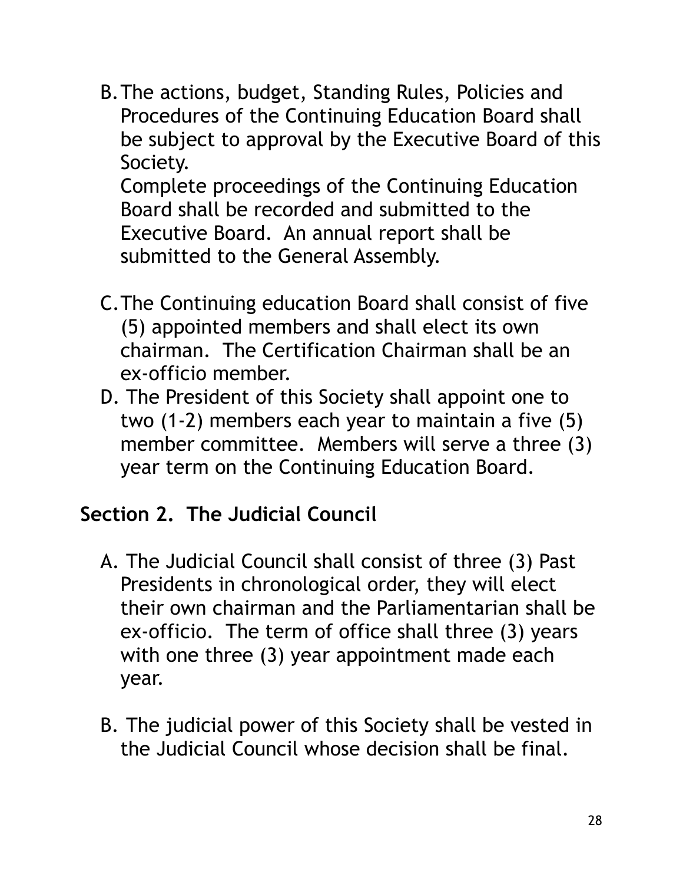B. The actions, budget, Standing Rules, Policies and Procedures of the Continuing Education Board shall be subject to approval by the Executive Board of this Society.
   Complete proceedings of the Continuing Education Board shall be recorded and submitted to the Executive Board. An annual report shall be submitted to the General Assembly.

C. The Continuing education Board shall consist of five (5) appointed members and shall elect its own chairman. The Certification Chairman shall be an ex-officio member.

D. The President of this Society shall appoint one to two (1-2) members each year to maintain a five (5) member committee. Members will serve a three (3) year term on the Continuing Education Board.

## Section 2. The Judicial Council

A. The Judicial Council shall consist of three (3) Past Presidents in chronological order, they will elect their own chairman and the Parliamentarian shall be ex-officio. The term of office shall three (3) years with one three (3) year appointment made each year.

B. The judicial power of this Society shall be vested in the Judicial Council whose decision shall be final.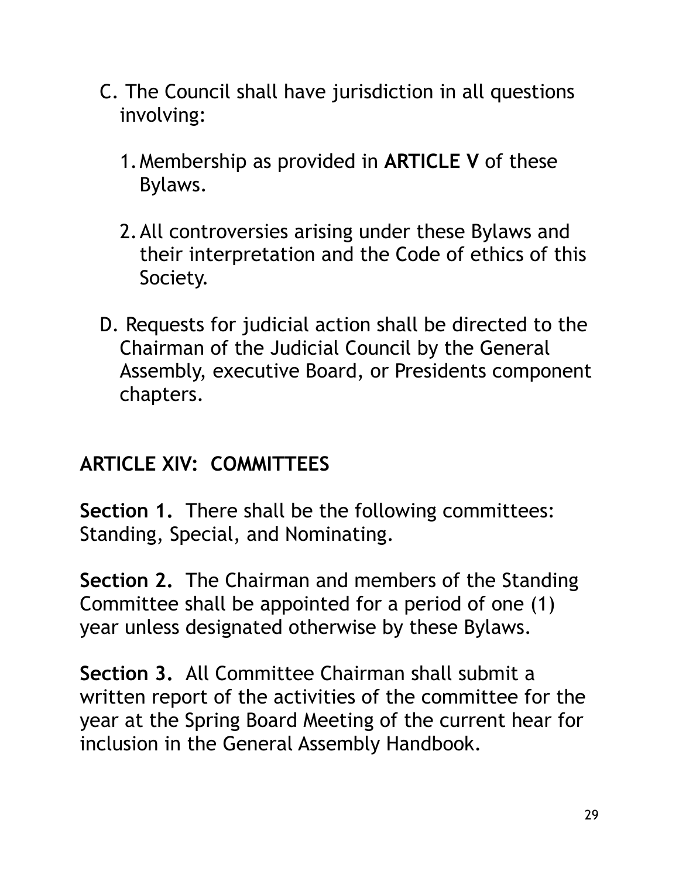C. The Council shall have jurisdiction in all questions involving:

1. Membership as provided in **ARTICLE V** of these Bylaws.

2. All controversies arising under these Bylaws and their interpretation and the Code of ethics of this Society.

D. Requests for judicial action shall be directed to the Chairman of the Judicial Council by the General Assembly, executive Board, or Presidents component chapters.

## ARTICLE XIV: COMMITTEES

**Section 1.** There shall be the following committees: Standing, Special, and Nominating.

**Section 2.** The Chairman and members of the Standing Committee shall be appointed for a period of one (1) year unless designated otherwise by these Bylaws.

**Section 3.** All Committee Chairman shall submit a written report of the activities of the committee for the year at the Spring Board Meeting of the current hear for inclusion in the General Assembly Handbook.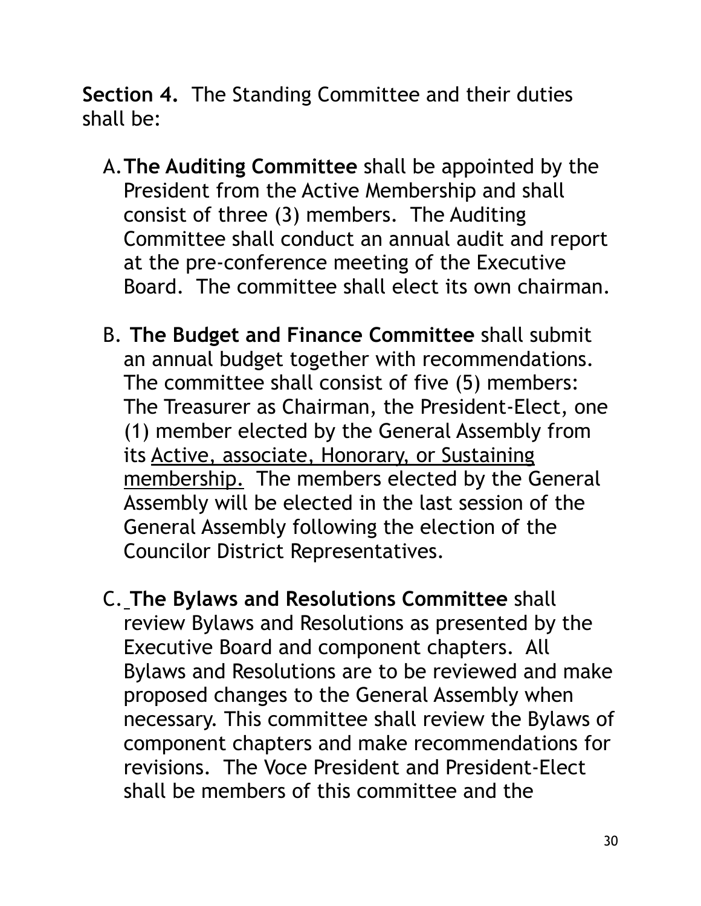**Section 4.** The Standing Committee and their duties shall be:

A. **The Auditing Committee** shall be appointed by the President from the Active Membership and shall consist of three (3) members. The Auditing Committee shall conduct an annual audit and report at the pre-conference meeting of the Executive Board. The committee shall elect its own chairman.

B. **The Budget and Finance Committee** shall submit an annual budget together with recommendations. The committee shall consist of five (5) members: The Treasurer as Chairman, the President-Elect, one (1) member elected by the General Assembly from its <u>Active, associate, Honorary, or Sustaining membership.</u> The members elected by the General Assembly will be elected in the last session of the General Assembly following the election of the Councilor District Representatives.

C. **The Bylaws and Resolutions Committee** shall review Bylaws and Resolutions as presented by the Executive Board and component chapters. All Bylaws and Resolutions are to be reviewed and make proposed changes to the General Assembly when necessary. This committee shall review the Bylaws of component chapters and make recommendations for revisions. The Voce President and President-Elect shall be members of this committee and the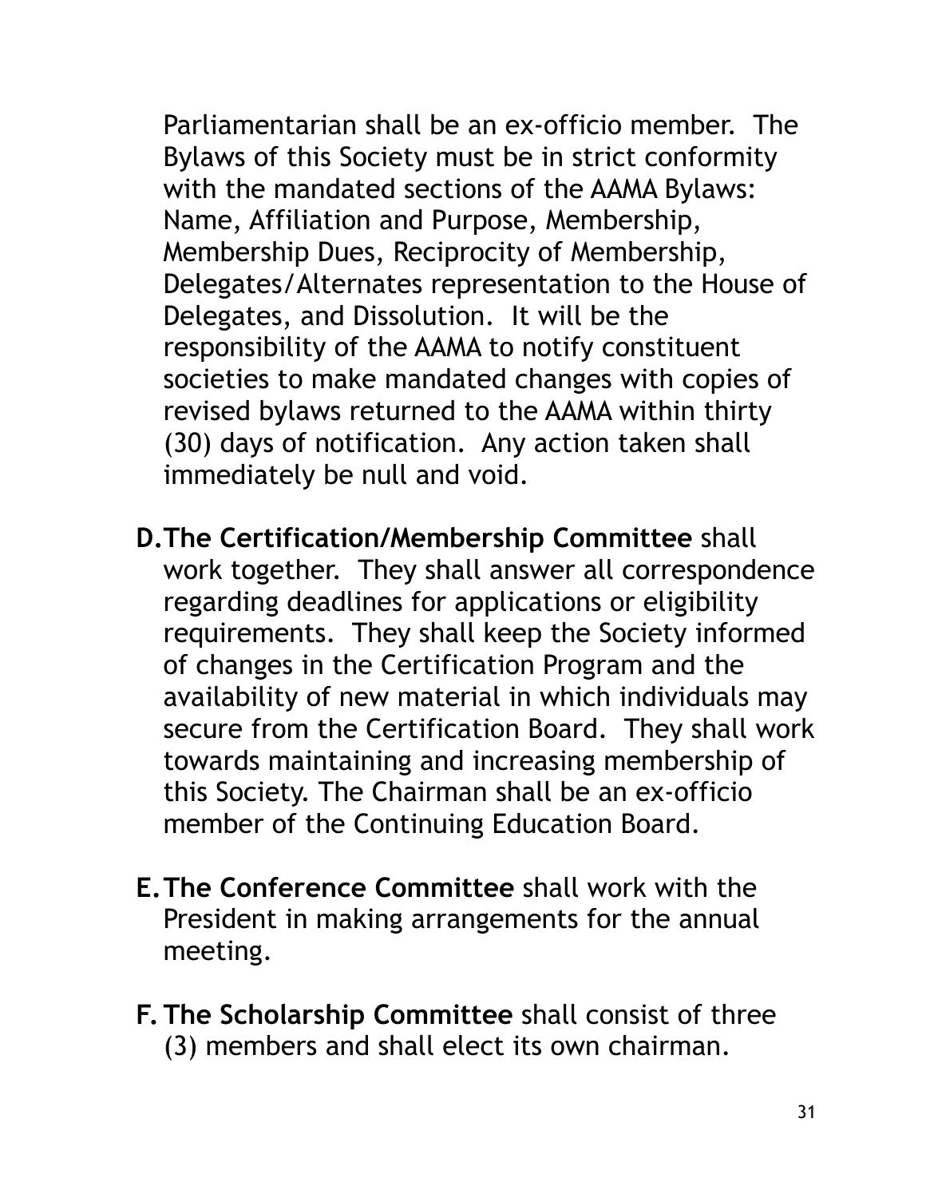Parliamentarian shall be an ex-officio member. The Bylaws of this Society must be in strict conformity with the mandated sections of the AAMA Bylaws: Name, Affiliation and Purpose, Membership, Membership Dues, Reciprocity of Membership, Delegates/Alternates representation to the House of Delegates, and Dissolution. It will be the responsibility of the AAMA to notify constituent societies to make mandated changes with copies of revised bylaws returned to the AAMA within thirty (30) days of notification. Any action taken shall immediately be null and void.

D. **The Certification/Membership Committee** shall work together. They shall answer all correspondence regarding deadlines for applications or eligibility requirements. They shall keep the Society informed of changes in the Certification Program and the availability of new material in which individuals may secure from the Certification Board. They shall work towards maintaining and increasing membership of this Society. The Chairman shall be an ex-officio member of the Continuing Education Board.

E. **The Conference Committee** shall work with the President in making arrangements for the annual meeting.

F. **The Scholarship Committee** shall consist of three (3) members and shall elect its own chairman.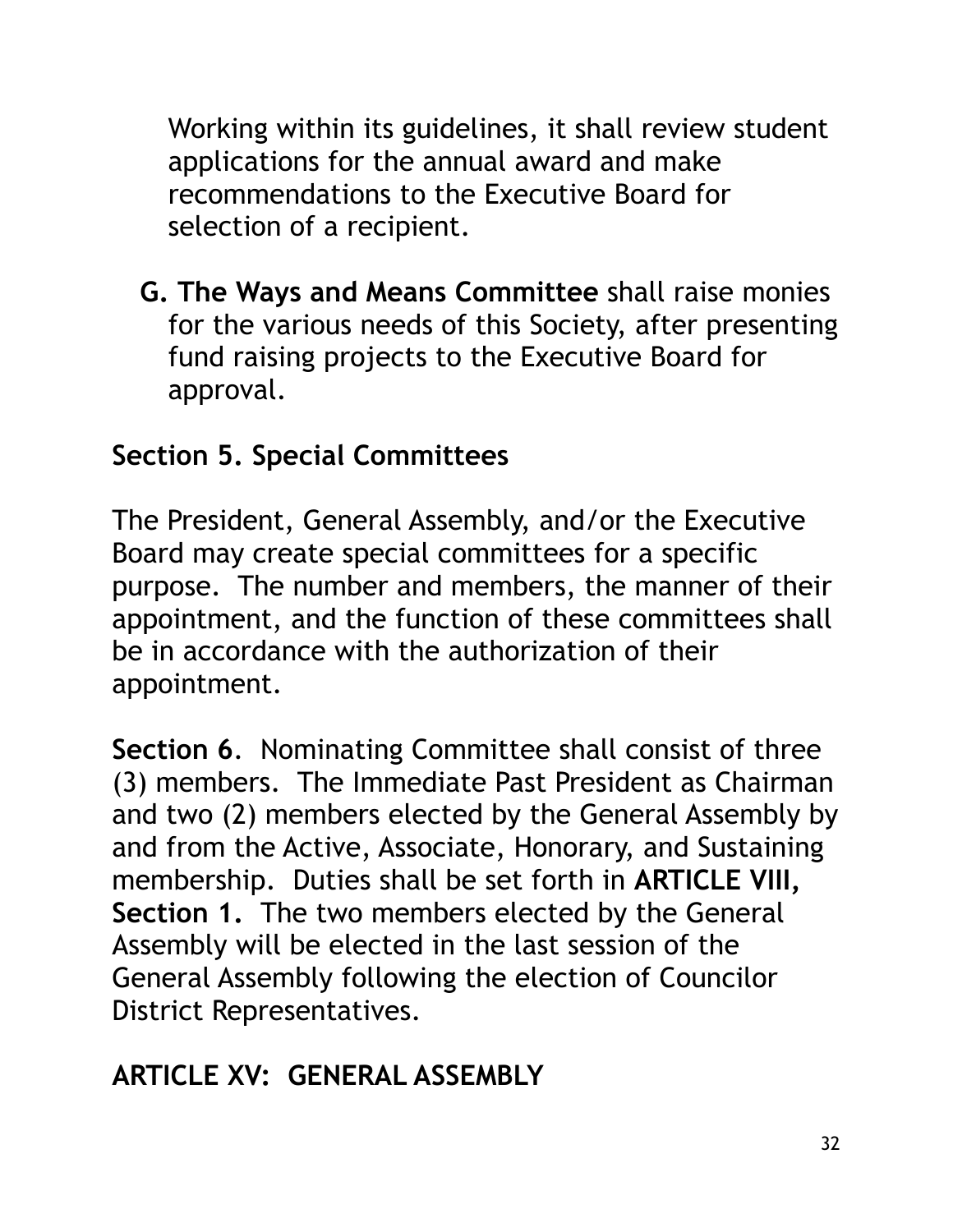Working within its guidelines, it shall review student applications for the annual award and make recommendations to the Executive Board for selection of a recipient.

**G. The Ways and Means Committee** shall raise monies for the various needs of this Society, after presenting fund raising projects to the Executive Board for approval.

## Section 5. Special Committees

The President, General Assembly, and/or the Executive Board may create special committees for a specific purpose. The number and members, the manner of their appointment, and the function of these committees shall be in accordance with the authorization of their appointment.

**Section 6**. Nominating Committee shall consist of three (3) members. The Immediate Past President as Chairman and two (2) members elected by the General Assembly by and from the Active, Associate, Honorary, and Sustaining membership. Duties shall be set forth in **ARTICLE VIII, Section 1.** The two members elected by the General Assembly will be elected in the last session of the General Assembly following the election of Councilor District Representatives.

## ARTICLE XV: GENERAL ASSEMBLY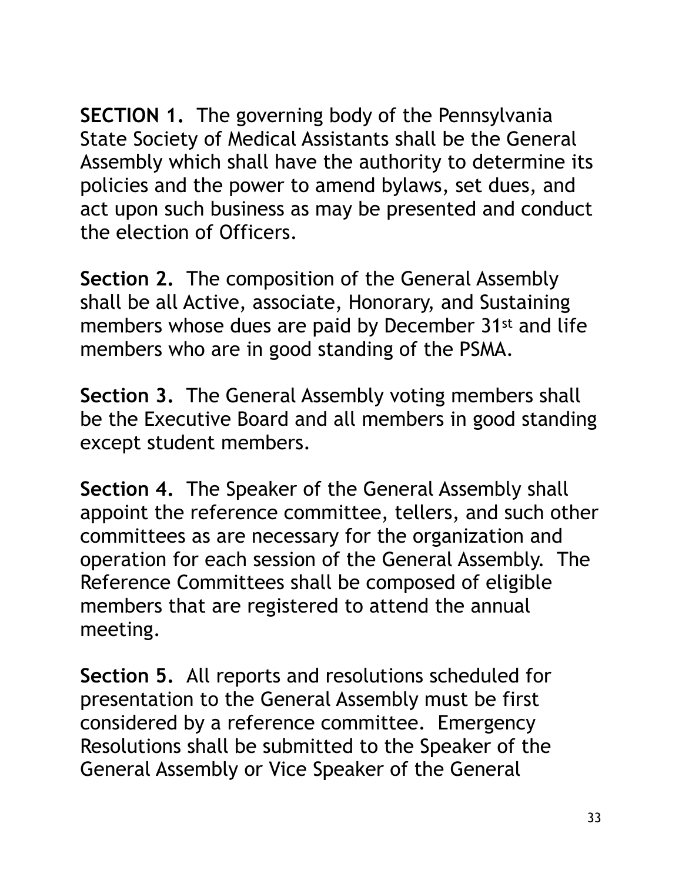**SECTION 1.** The governing body of the Pennsylvania State Society of Medical Assistants shall be the General Assembly which shall have the authority to determine its policies and the power to amend bylaws, set dues, and act upon such business as may be presented and conduct the election of Officers.

**Section 2.** The composition of the General Assembly shall be all Active, associate, Honorary, and Sustaining members whose dues are paid by December 31st and life members who are in good standing of the PSMA.

**Section 3.** The General Assembly voting members shall be the Executive Board and all members in good standing except student members.

**Section 4.** The Speaker of the General Assembly shall appoint the reference committee, tellers, and such other committees as are necessary for the organization and operation for each session of the General Assembly. The Reference Committees shall be composed of eligible members that are registered to attend the annual meeting.

**Section 5.** All reports and resolutions scheduled for presentation to the General Assembly must be first considered by a reference committee. Emergency Resolutions shall be submitted to the Speaker of the General Assembly or Vice Speaker of the General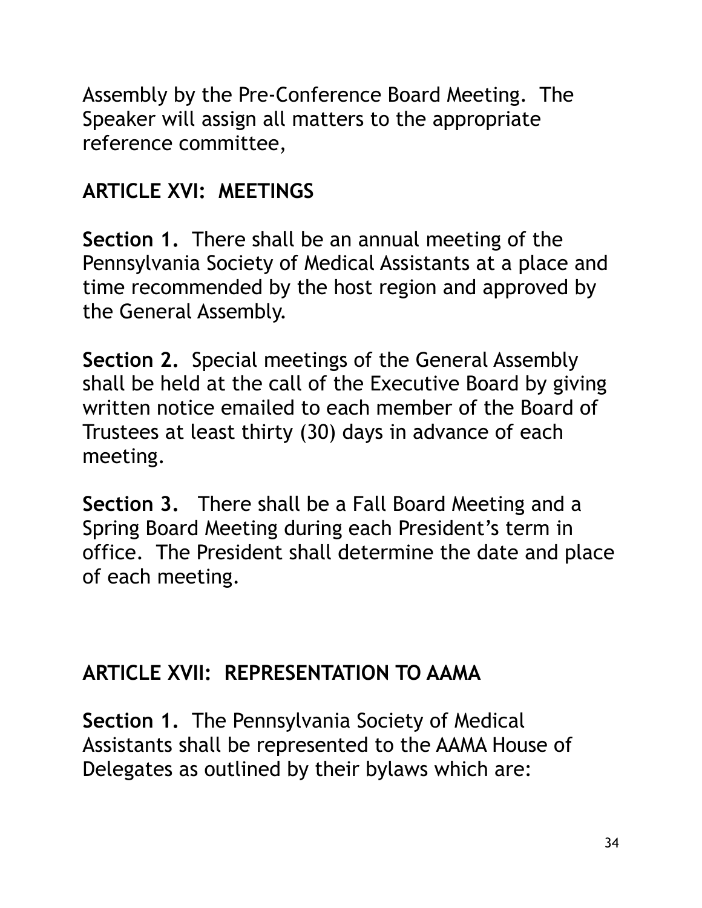Assembly by the Pre-Conference Board Meeting. The Speaker will assign all matters to the appropriate reference committee,

## ARTICLE XVI: MEETINGS

**Section 1.** There shall be an annual meeting of the Pennsylvania Society of Medical Assistants at a place and time recommended by the host region and approved by the General Assembly.

**Section 2.** Special meetings of the General Assembly shall be held at the call of the Executive Board by giving written notice emailed to each member of the Board of Trustees at least thirty (30) days in advance of each meeting.

**Section 3.** There shall be a Fall Board Meeting and a Spring Board Meeting during each President's term in office. The President shall determine the date and place of each meeting.

## ARTICLE XVII: REPRESENTATION TO AAMA

**Section 1.** The Pennsylvania Society of Medical Assistants shall be represented to the AAMA House of Delegates as outlined by their bylaws which are: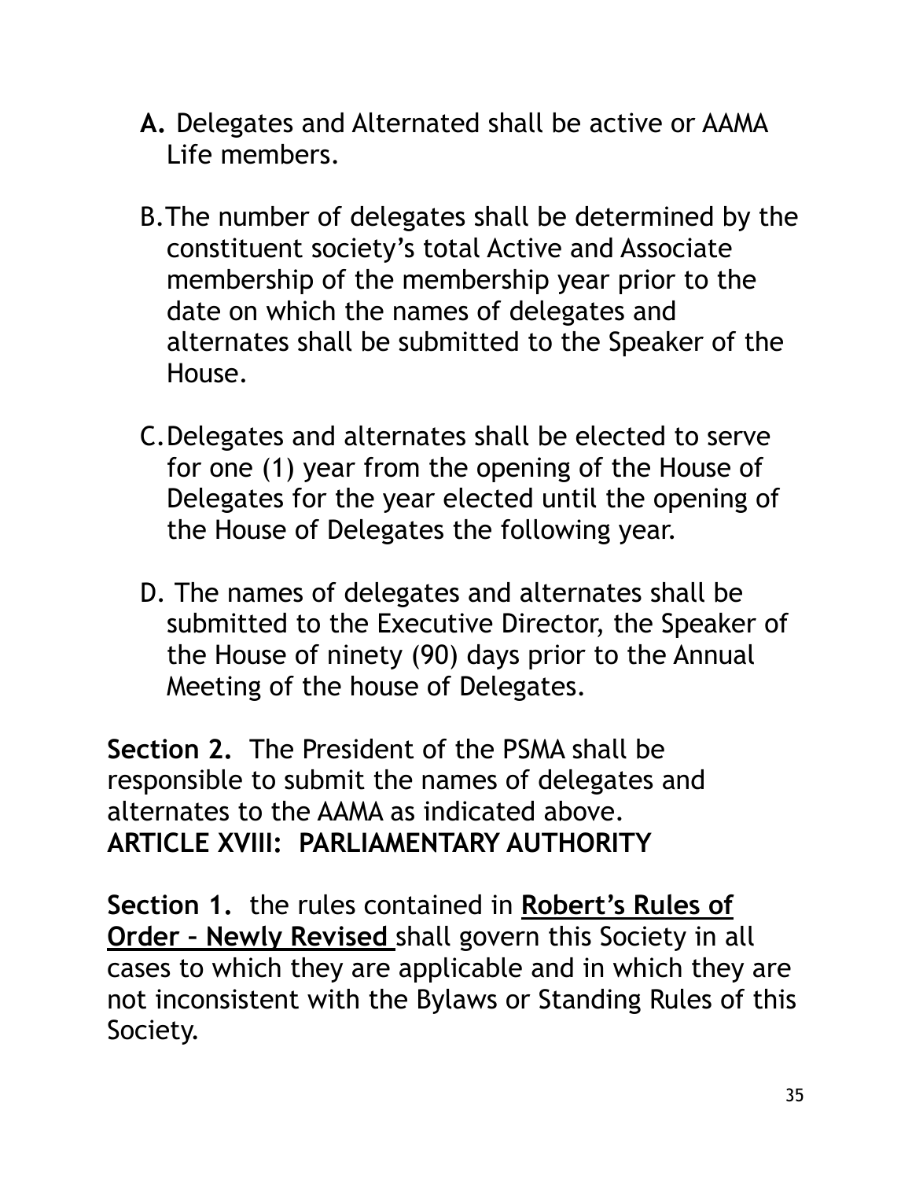**A.** Delegates and Alternated shall be active or AAMA Life members.

B. The number of delegates shall be determined by the constituent society's total Active and Associate membership of the membership year prior to the date on which the names of delegates and alternates shall be submitted to the Speaker of the House.

C. Delegates and alternates shall be elected to serve for one (1) year from the opening of the House of Delegates for the year elected until the opening of the House of Delegates the following year.

D. The names of delegates and alternates shall be submitted to the Executive Director, the Speaker of the House of ninety (90) days prior to the Annual Meeting of the house of Delegates.

**Section 2.** The President of the PSMA shall be responsible to submit the names of delegates and alternates to the AAMA as indicated above.

**ARTICLE XVIII: PARLIAMENTARY AUTHORITY**

**Section 1.** the rules contained in **Robert's Rules of Order – Newly Revised** shall govern this Society in all cases to which they are applicable and in which they are not inconsistent with the Bylaws or Standing Rules of this Society.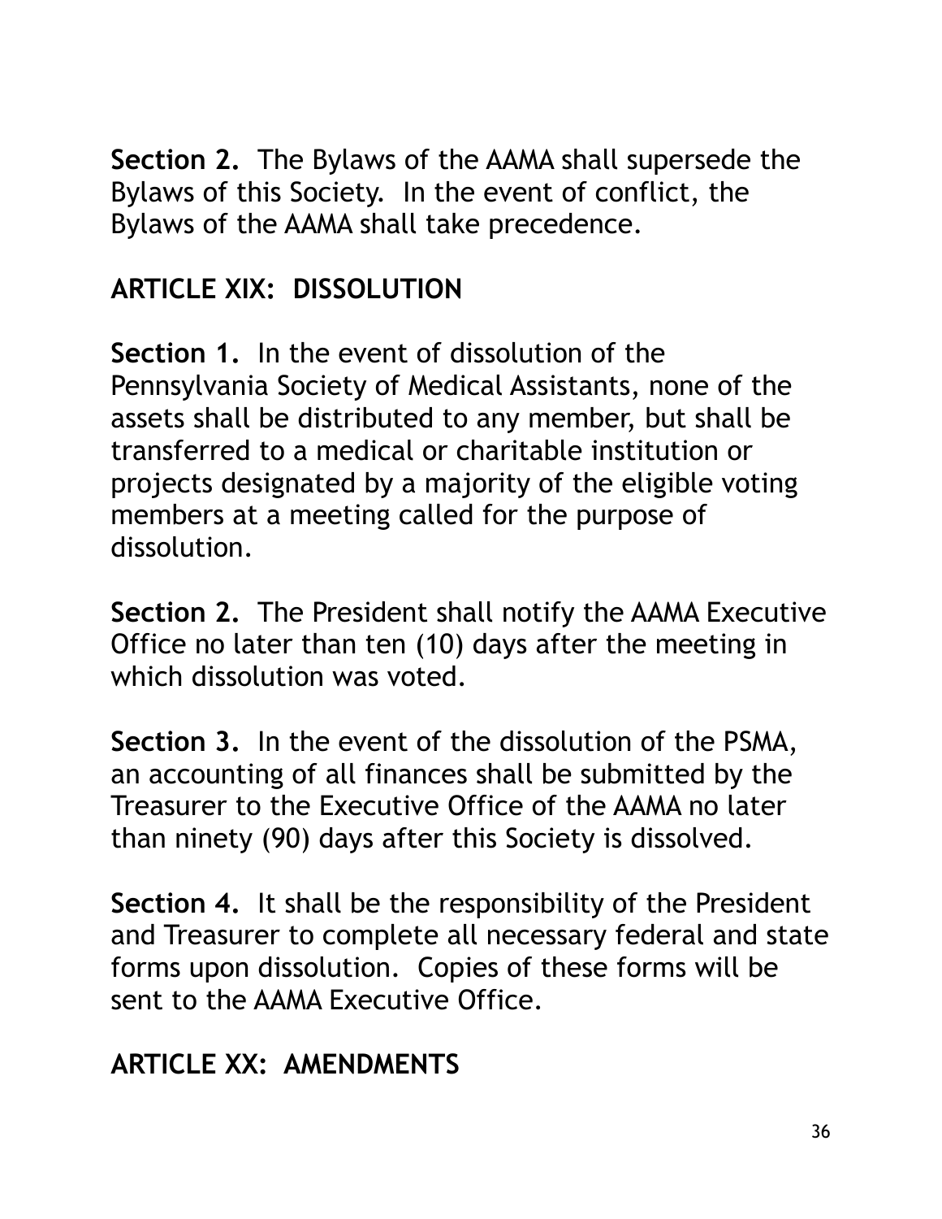**Section 2.** The Bylaws of the AAMA shall supersede the Bylaws of this Society. In the event of conflict, the Bylaws of the AAMA shall take precedence.

## ARTICLE XIX: DISSOLUTION

**Section 1.** In the event of dissolution of the Pennsylvania Society of Medical Assistants, none of the assets shall be distributed to any member, but shall be transferred to a medical or charitable institution or projects designated by a majority of the eligible voting members at a meeting called for the purpose of dissolution.

**Section 2.** The President shall notify the AAMA Executive Office no later than ten (10) days after the meeting in which dissolution was voted.

**Section 3.** In the event of the dissolution of the PSMA, an accounting of all finances shall be submitted by the Treasurer to the Executive Office of the AAMA no later than ninety (90) days after this Society is dissolved.

**Section 4.** It shall be the responsibility of the President and Treasurer to complete all necessary federal and state forms upon dissolution. Copies of these forms will be sent to the AAMA Executive Office.

## ARTICLE XX: AMENDMENTS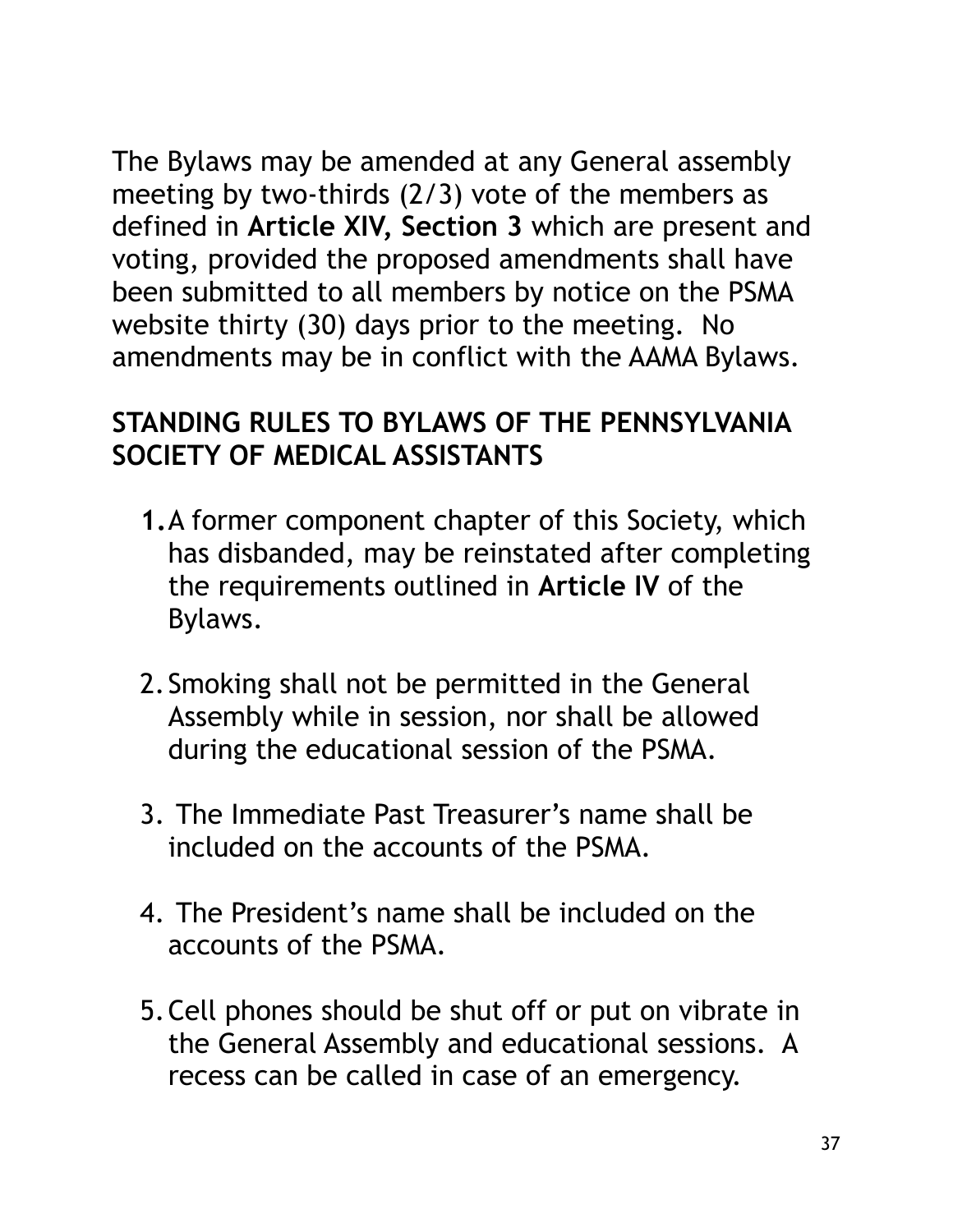The Bylaws may be amended at any General assembly meeting by two-thirds (2/3) vote of the members as defined in **Article XIV, Section 3** which are present and voting, provided the proposed amendments shall have been submitted to all members by notice on the PSMA website thirty (30) days prior to the meeting. No amendments may be in conflict with the AAMA Bylaws.

## STANDING RULES TO BYLAWS OF THE PENNSYLVANIA SOCIETY OF MEDICAL ASSISTANTS

1. A former component chapter of this Society, which has disbanded, may be reinstated after completing the requirements outlined in **Article IV** of the Bylaws.

2. Smoking shall not be permitted in the General Assembly while in session, nor shall be allowed during the educational session of the PSMA.

3. The Immediate Past Treasurer's name shall be included on the accounts of the PSMA.

4. The President's name shall be included on the accounts of the PSMA.

5. Cell phones should be shut off or put on vibrate in the General Assembly and educational sessions. A recess can be called in case of an emergency.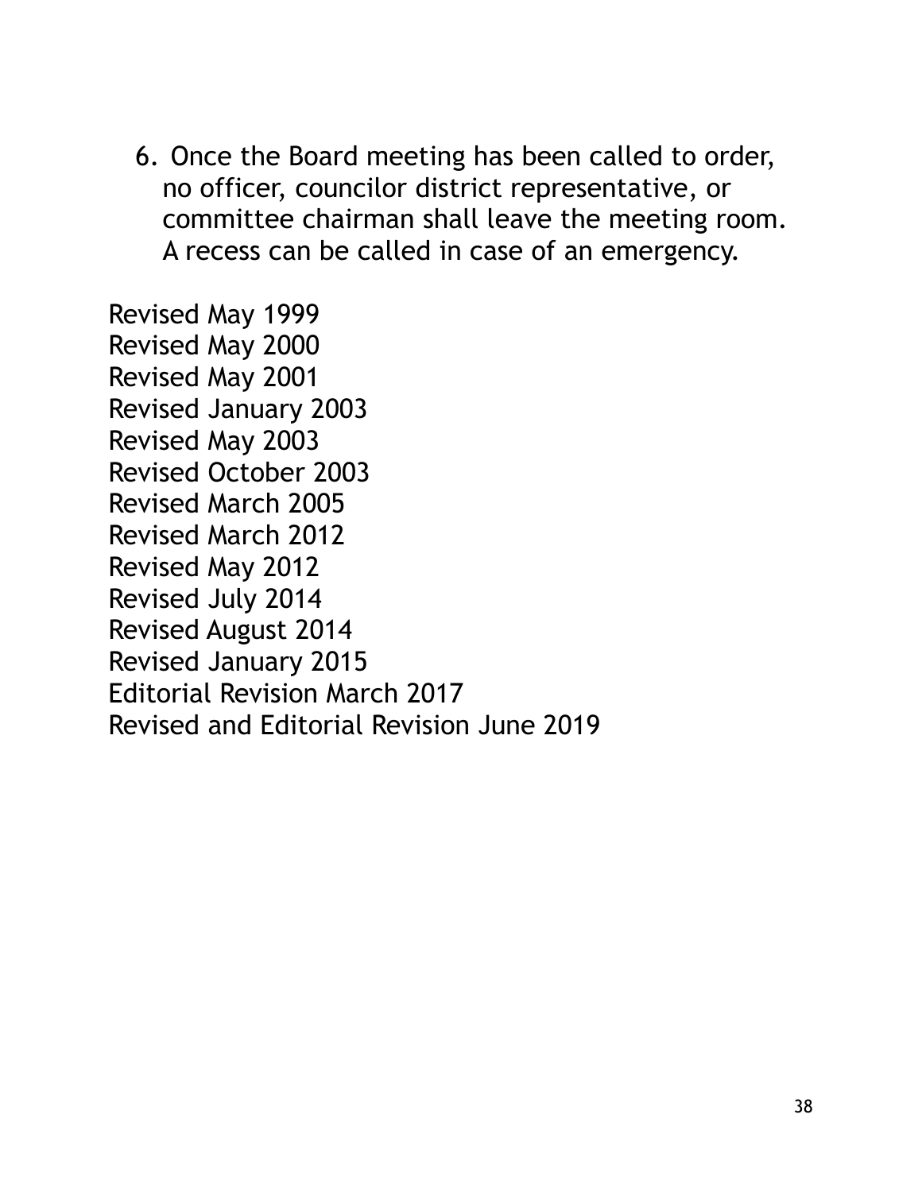6. Once the Board meeting has been called to order, no officer, councilor district representative, or committee chairman shall leave the meeting room. A recess can be called in case of an emergency.

Revised May 1999  
Revised May 2000  
Revised May 2001  
Revised January 2003  
Revised May 2003  
Revised October 2003  
Revised March 2005  
Revised March 2012  
Revised May 2012  
Revised July 2014  
Revised August 2014  
Revised January 2015  
Editorial Revision March 2017  
Revised and Editorial Revision June 2019